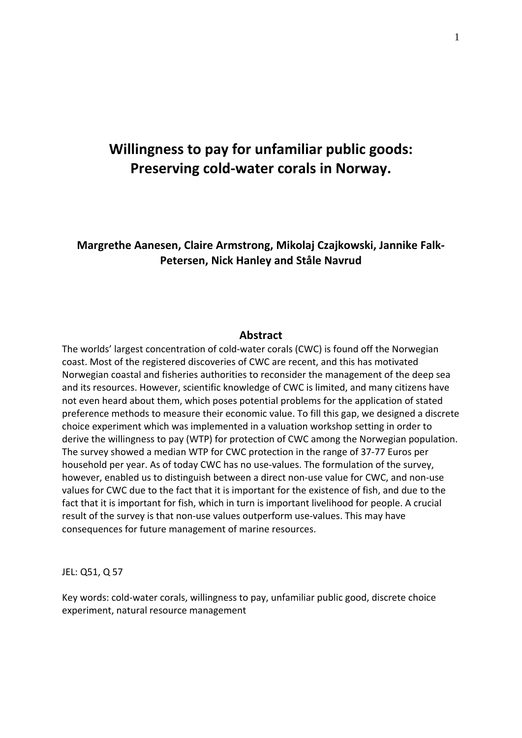# Willingness to pay for unfamiliar public goods: Preserving cold-water corals in Norway.

**Margrethe Aanesen, Claire Armstrong, Mikolaj Czajkowski, Jannike Falk-Petersen, Nick Hanley and Ståle Navrud**

## Abstract

The worlds' largest concentration of cold-water corals (CWC) is found off the Norwegian coast. Most of the registered discoveries of CWC are recent, and this has motivated Norwegian coastal and fisheries authorities to reconsider the management of the deep sea and its resources. However, scientific knowledge of CWC is limited, and many citizens have not even heard about them, which poses potential problems for the application of stated preference methods to measure their economic value. To fill this gap, we designed a discrete choice experiment which was implemented in a valuation workshop setting in order to derive the willingness to pay (WTP) for protection of CWC among the Norwegian population. The survey showed a median WTP for CWC protection in the range of 37-77 Euros per household per year. As of today CWC has no use-values. The formulation of the survey, however, enabled us to distinguish between a direct non-use value for CWC, and non-use values for CWC due to the fact that it is important for the existence of fish, and due to the fact that it is important for fish, which in turn is important livelihood for people. A crucial result of the survey is that non-use values outperform use-values. This may have consequences for future management of marine resources.

JEL: Q51, Q 57

Key words: cold-water corals, willingness to pay, unfamiliar public good, discrete choice experiment, natural resource management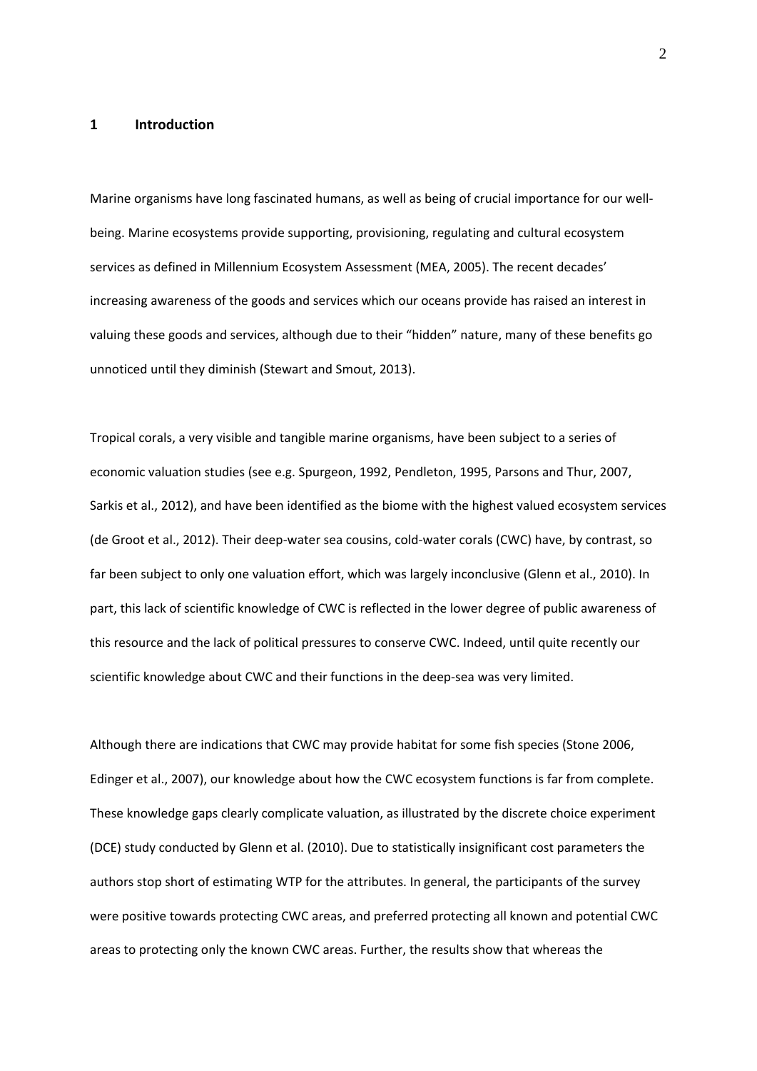## 1 Introduction

Marine organisms have long fascinated humans, as well as being of crucial importance for our well-being. Marine ecosystems provide supporting, provisioning, regulating and cultural ecosystem services as defined in Millennium Ecosystem Assessment (MEA, 2005). The recent decades' increasing awareness of the goods and services which our oceans provide has raised an interest in valuing these goods and services, although due to their "hidden" nature, many of these benefits go unnoticed until they diminish (Stewart and Smout, 2013).

Tropical corals, a very visible and tangible marine organisms, have been subject to a series of economic valuation studies (see e.g. Spurgeon, 1992, Pendleton, 1995, Parsons and Thur, 2007, Sarkis et al., 2012), and have been identified as the biome with the highest valued ecosystem services (de Groot et al., 2012). Their deep-water sea cousins, cold-water corals (CWC) have, by contrast, so far been subject to only one valuation effort, which was largely inconclusive (Glenn et al., 2010). In part, this lack of scientific knowledge of CWC is reflected in the lower degree of public awareness of this resource and the lack of political pressures to conserve CWC. Indeed, until quite recently our scientific knowledge about CWC and their functions in the deep-sea was very limited.

Although there are indications that CWC may provide habitat for some fish species (Stone 2006, Edinger et al., 2007), our knowledge about how the CWC ecosystem functions is far from complete. These knowledge gaps clearly complicate valuation, as illustrated by the discrete choice experiment (DCE) study conducted by Glenn et al. (2010). Due to statistically insignificant cost parameters the authors stop short of estimating WTP for the attributes. In general, the participants of the survey were positive towards protecting CWC areas, and preferred protecting all known and potential CWC areas to protecting only the known CWC areas. Further, the results show that whereas the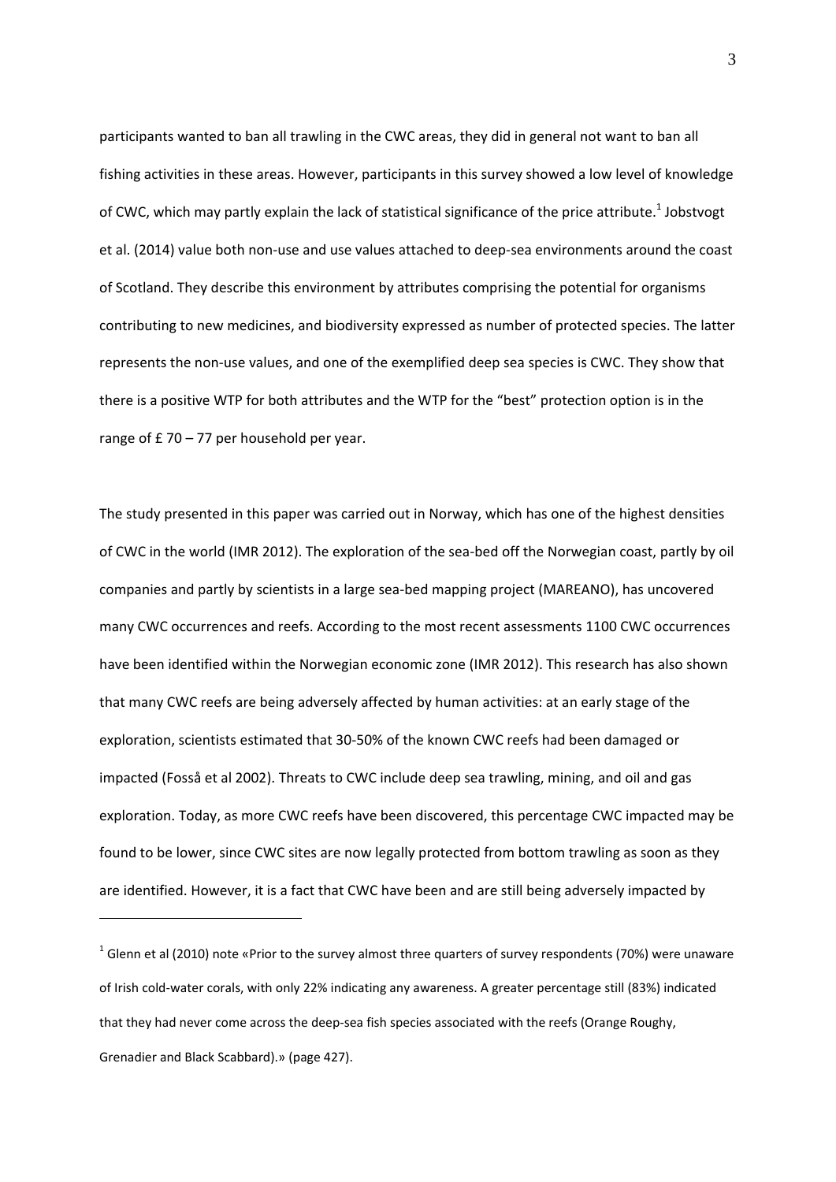participants wanted to ban all trawling in the CWC areas, they did in general not want to ban all fishing activities in these areas. However, participants in this survey showed a low level of knowledge of CWC, which may partly explain the lack of statistical significance of the price attribute.[1] Jobstvogt et al. (2014) value both non-use and use values attached to deep-sea environments around the coast of Scotland. They describe this environment by attributes comprising the potential for organisms contributing to new medicines, and biodiversity expressed as number of protected species. The latter represents the non-use values, and one of the exemplified deep sea species is CWC. They show that there is a positive WTP for both attributes and the WTP for the "best" protection option is in the range of £ 70 – 77 per household per year.

The study presented in this paper was carried out in Norway, which has one of the highest densities of CWC in the world (IMR 2012). The exploration of the sea-bed off the Norwegian coast, partly by oil companies and partly by scientists in a large sea-bed mapping project (MAREANO), has uncovered many CWC occurrences and reefs. According to the most recent assessments 1100 CWC occurrences have been identified within the Norwegian economic zone (IMR 2012). This research has also shown that many CWC reefs are being adversely affected by human activities: at an early stage of the exploration, scientists estimated that 30-50% of the known CWC reefs had been damaged or impacted (Fosså et al 2002). Threats to CWC include deep sea trawling, mining, and oil and gas exploration. Today, as more CWC reefs have been discovered, this percentage CWC impacted may be found to be lower, since CWC sites are now legally protected from bottom trawling as soon as they are identified. However, it is a fact that CWC have been and are still being adversely impacted by

[1] Glenn et al (2010) note «Prior to the survey almost three quarters of survey respondents (70%) were unaware of Irish cold-water corals, with only 22% indicating any awareness. A greater percentage still (83%) indicated that they had never come across the deep-sea fish species associated with the reefs (Orange Roughy, Grenadier and Black Scabbard).» (page 427).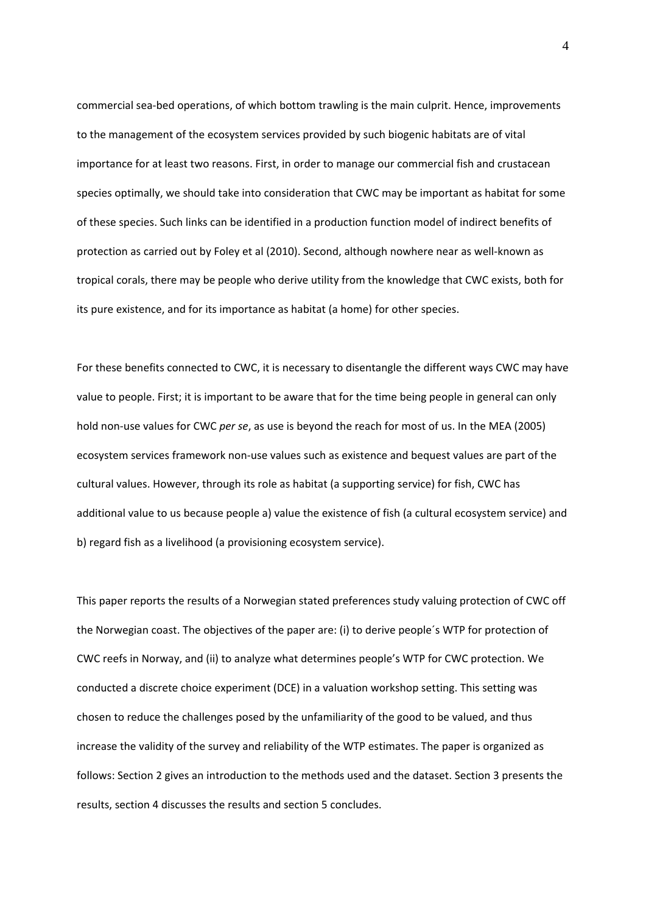commercial sea-bed operations, of which bottom trawling is the main culprit. Hence, improvements to the management of the ecosystem services provided by such biogenic habitats are of vital importance for at least two reasons. First, in order to manage our commercial fish and crustacean species optimally, we should take into consideration that CWC may be important as habitat for some of these species. Such links can be identified in a production function model of indirect benefits of protection as carried out by Foley et al (2010). Second, although nowhere near as well-known as tropical corals, there may be people who derive utility from the knowledge that CWC exists, both for its pure existence, and for its importance as habitat (a home) for other species.

For these benefits connected to CWC, it is necessary to disentangle the different ways CWC may have value to people. First; it is important to be aware that for the time being people in general can only hold non-use values for CWC *per se*, as use is beyond the reach for most of us. In the MEA (2005) ecosystem services framework non-use values such as existence and bequest values are part of the cultural values. However, through its role as habitat (a supporting service) for fish, CWC has additional value to us because people a) value the existence of fish (a cultural ecosystem service) and b) regard fish as a livelihood (a provisioning ecosystem service).

This paper reports the results of a Norwegian stated preferences study valuing protection of CWC off the Norwegian coast. The objectives of the paper are: (i) to derive people´s WTP for protection of CWC reefs in Norway, and (ii) to analyze what determines people's WTP for CWC protection. We conducted a discrete choice experiment (DCE) in a valuation workshop setting. This setting was chosen to reduce the challenges posed by the unfamiliarity of the good to be valued, and thus increase the validity of the survey and reliability of the WTP estimates. The paper is organized as follows: Section 2 gives an introduction to the methods used and the dataset. Section 3 presents the results, section 4 discusses the results and section 5 concludes.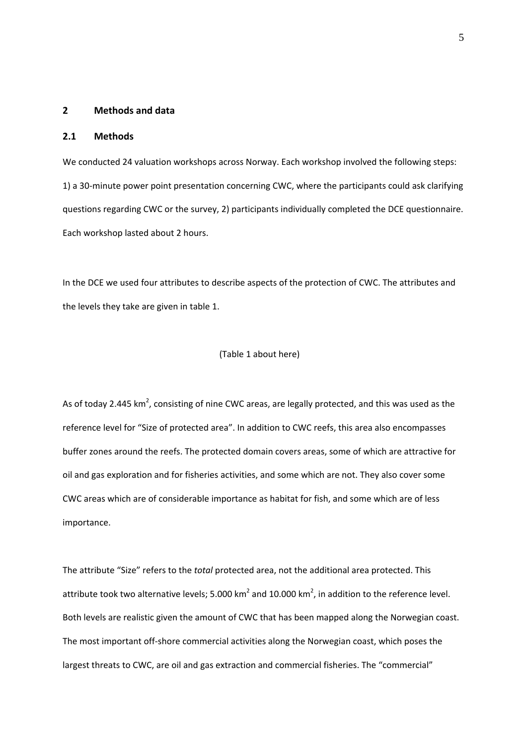## 2 Methods and data

### 2.1 Methods

We conducted 24 valuation workshops across Norway. Each workshop involved the following steps: 1) a 30-minute power point presentation concerning CWC, where the participants could ask clarifying questions regarding CWC or the survey, 2) participants individually completed the DCE questionnaire. Each workshop lasted about 2 hours.

In the DCE we used four attributes to describe aspects of the protection of CWC. The attributes and the levels they take are given in table 1.

(Table 1 about here)

As of today 2.445 $km^2$, consisting of nine CWC areas, are legally protected, and this was used as the reference level for "Size of protected area". In addition to CWC reefs, this area also encompasses buffer zones around the reefs. The protected domain covers areas, some of which are attractive for oil and gas exploration and for fisheries activities, and some which are not. They also cover some CWC areas which are of considerable importance as habitat for fish, and some which are of less importance.

The attribute "Size" refers to the *total* protected area, not the additional area protected. This attribute took two alternative levels; 5.000 $km^2$ and 10.000 $km^2$, in addition to the reference level. Both levels are realistic given the amount of CWC that has been mapped along the Norwegian coast. The most important off-shore commercial activities along the Norwegian coast, which poses the largest threats to CWC, are oil and gas extraction and commercial fisheries. The "commercial"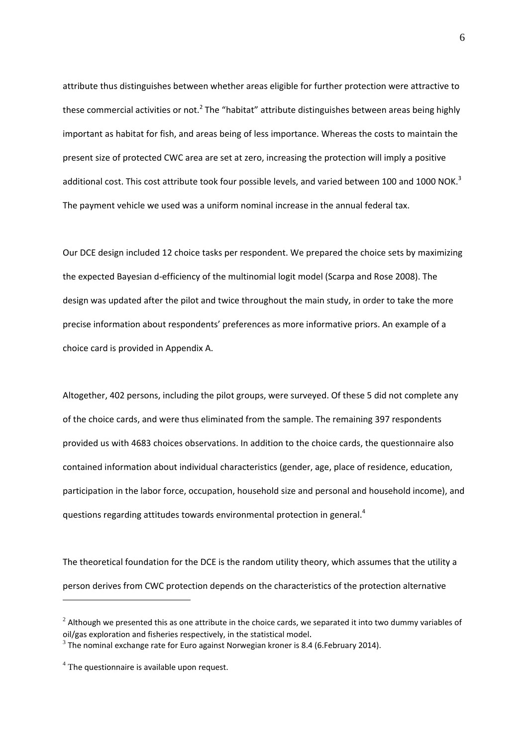attribute thus distinguishes between whether areas eligible for further protection were attractive to these commercial activities or not.[2] The "habitat" attribute distinguishes between areas being highly important as habitat for fish, and areas being of less importance. Whereas the costs to maintain the present size of protected CWC area are set at zero, increasing the protection will imply a positive additional cost. This cost attribute took four possible levels, and varied between 100 and 1000 NOK.[3] The payment vehicle we used was a uniform nominal increase in the annual federal tax.

Our DCE design included 12 choice tasks per respondent. We prepared the choice sets by maximizing the expected Bayesian d-efficiency of the multinomial logit model (Scarpa and Rose 2008). The design was updated after the pilot and twice throughout the main study, in order to take the more precise information about respondents' preferences as more informative priors. An example of a choice card is provided in Appendix A.

Altogether, 402 persons, including the pilot groups, were surveyed. Of these 5 did not complete any of the choice cards, and were thus eliminated from the sample. The remaining 397 respondents provided us with 4683 choices observations. In addition to the choice cards, the questionnaire also contained information about individual characteristics (gender, age, place of residence, education, participation in the labor force, occupation, household size and personal and household income), and questions regarding attitudes towards environmental protection in general.[4]

The theoretical foundation for the DCE is the random utility theory, which assumes that the utility a person derives from CWC protection depends on the characteristics of the protection alternative

---

[2] Although we presented this as one attribute in the choice cards, we separated it into two dummy variables of oil/gas exploration and fisheries respectively, in the statistical model.

[3] The nominal exchange rate for Euro against Norwegian kroner is 8.4 (6.February 2014).

[4] The questionnaire is available upon request.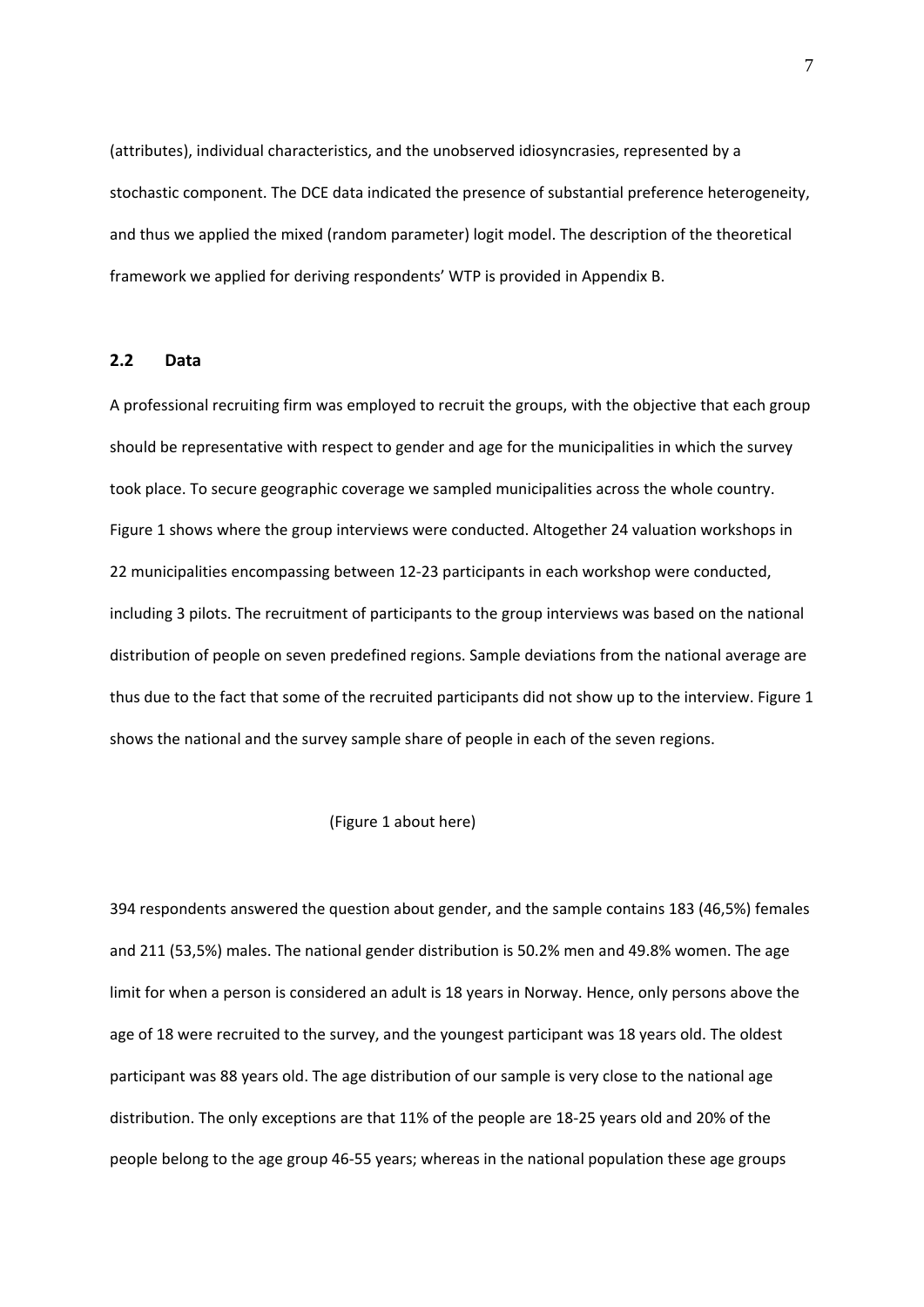(attributes), individual characteristics, and the unobserved idiosyncrasies, represented by a stochastic component. The DCE data indicated the presence of substantial preference heterogeneity, and thus we applied the mixed (random parameter) logit model. The description of the theoretical framework we applied for deriving respondents' WTP is provided in Appendix B.

## 2.2 Data

A professional recruiting firm was employed to recruit the groups, with the objective that each group should be representative with respect to gender and age for the municipalities in which the survey took place. To secure geographic coverage we sampled municipalities across the whole country. Figure 1 shows where the group interviews were conducted. Altogether 24 valuation workshops in 22 municipalities encompassing between 12-23 participants in each workshop were conducted, including 3 pilots. The recruitment of participants to the group interviews was based on the national distribution of people on seven predefined regions. Sample deviations from the national average are thus due to the fact that some of the recruited participants did not show up to the interview. Figure 1 shows the national and the survey sample share of people in each of the seven regions.

(Figure 1 about here)

394 respondents answered the question about gender, and the sample contains 183 (46,5%) females and 211 (53,5%) males. The national gender distribution is 50.2% men and 49.8% women. The age limit for when a person is considered an adult is 18 years in Norway. Hence, only persons above the age of 18 were recruited to the survey, and the youngest participant was 18 years old. The oldest participant was 88 years old. The age distribution of our sample is very close to the national age distribution. The only exceptions are that 11% of the people are 18-25 years old and 20% of the people belong to the age group 46-55 years; whereas in the national population these age groups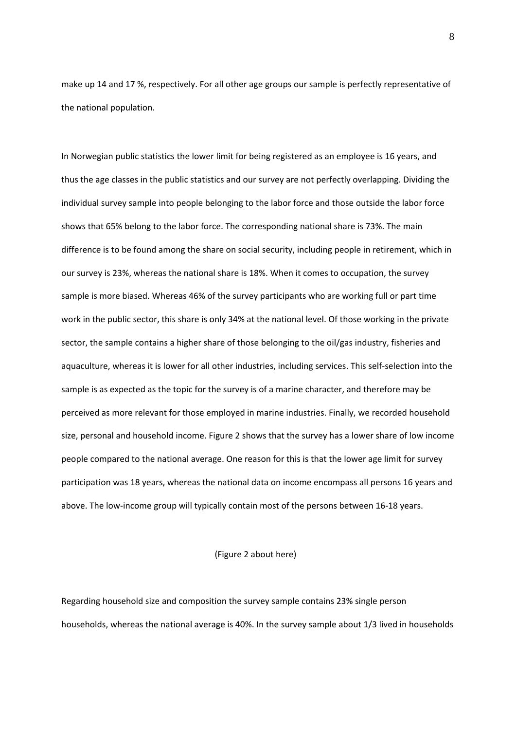make up 14 and 17 %, respectively. For all other age groups our sample is perfectly representative of the national population.

In Norwegian public statistics the lower limit for being registered as an employee is 16 years, and thus the age classes in the public statistics and our survey are not perfectly overlapping. Dividing the individual survey sample into people belonging to the labor force and those outside the labor force shows that 65% belong to the labor force. The corresponding national share is 73%. The main difference is to be found among the share on social security, including people in retirement, which in our survey is 23%, whereas the national share is 18%. When it comes to occupation, the survey sample is more biased. Whereas 46% of the survey participants who are working full or part time work in the public sector, this share is only 34% at the national level. Of those working in the private sector, the sample contains a higher share of those belonging to the oil/gas industry, fisheries and aquaculture, whereas it is lower for all other industries, including services. This self-selection into the sample is as expected as the topic for the survey is of a marine character, and therefore may be perceived as more relevant for those employed in marine industries. Finally, we recorded household size, personal and household income. Figure 2 shows that the survey has a lower share of low income people compared to the national average. One reason for this is that the lower age limit for survey participation was 18 years, whereas the national data on income encompass all persons 16 years and above. The low-income group will typically contain most of the persons between 16-18 years.

(Figure 2 about here)

Regarding household size and composition the survey sample contains 23% single person households, whereas the national average is 40%. In the survey sample about 1/3 lived in households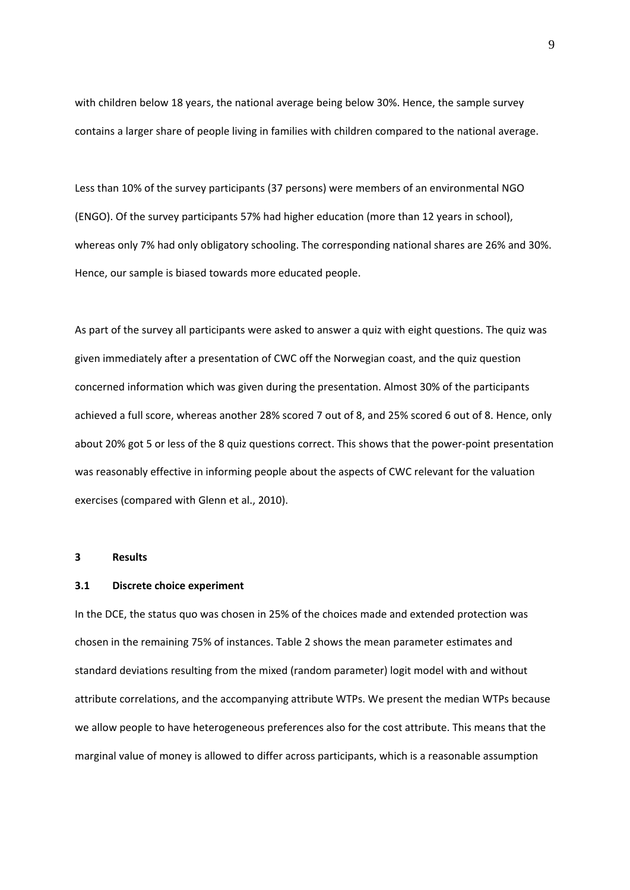with children below 18 years, the national average being below 30%. Hence, the sample survey contains a larger share of people living in families with children compared to the national average.

Less than 10% of the survey participants (37 persons) were members of an environmental NGO (ENGO). Of the survey participants 57% had higher education (more than 12 years in school), whereas only 7% had only obligatory schooling. The corresponding national shares are 26% and 30%. Hence, our sample is biased towards more educated people.

As part of the survey all participants were asked to answer a quiz with eight questions. The quiz was given immediately after a presentation of CWC off the Norwegian coast, and the quiz question concerned information which was given during the presentation. Almost 30% of the participants achieved a full score, whereas another 28% scored 7 out of 8, and 25% scored 6 out of 8. Hence, only about 20% got 5 or less of the 8 quiz questions correct. This shows that the power-point presentation was reasonably effective in informing people about the aspects of CWC relevant for the valuation exercises (compared with Glenn et al., 2010).

# 3 Results

## 3.1 Discrete choice experiment

In the DCE, the status quo was chosen in 25% of the choices made and extended protection was chosen in the remaining 75% of instances. Table 2 shows the mean parameter estimates and standard deviations resulting from the mixed (random parameter) logit model with and without attribute correlations, and the accompanying attribute WTPs. We present the median WTPs because we allow people to have heterogeneous preferences also for the cost attribute. This means that the marginal value of money is allowed to differ across participants, which is a reasonable assumption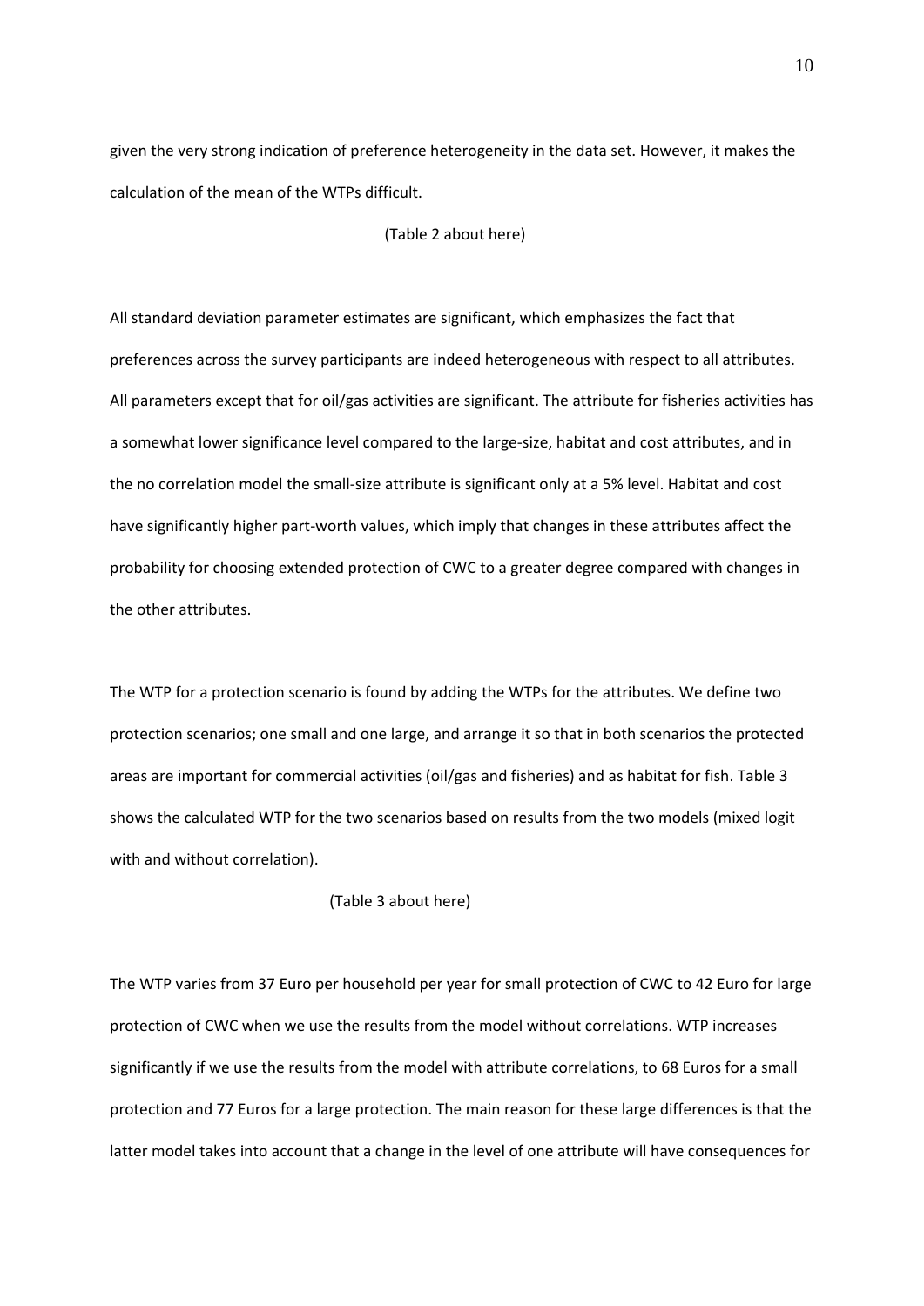given the very strong indication of preference heterogeneity in the data set. However, it makes the calculation of the mean of the WTPs difficult.

(Table 2 about here)

All standard deviation parameter estimates are significant, which emphasizes the fact that preferences across the survey participants are indeed heterogeneous with respect to all attributes. All parameters except that for oil/gas activities are significant. The attribute for fisheries activities has a somewhat lower significance level compared to the large-size, habitat and cost attributes, and in the no correlation model the small-size attribute is significant only at a 5% level. Habitat and cost have significantly higher part-worth values, which imply that changes in these attributes affect the probability for choosing extended protection of CWC to a greater degree compared with changes in the other attributes.

The WTP for a protection scenario is found by adding the WTPs for the attributes. We define two protection scenarios; one small and one large, and arrange it so that in both scenarios the protected areas are important for commercial activities (oil/gas and fisheries) and as habitat for fish. Table 3 shows the calculated WTP for the two scenarios based on results from the two models (mixed logit with and without correlation).

(Table 3 about here)

The WTP varies from 37 Euro per household per year for small protection of CWC to 42 Euro for large protection of CWC when we use the results from the model without correlations. WTP increases significantly if we use the results from the model with attribute correlations, to 68 Euros for a small protection and 77 Euros for a large protection. The main reason for these large differences is that the latter model takes into account that a change in the level of one attribute will have consequences for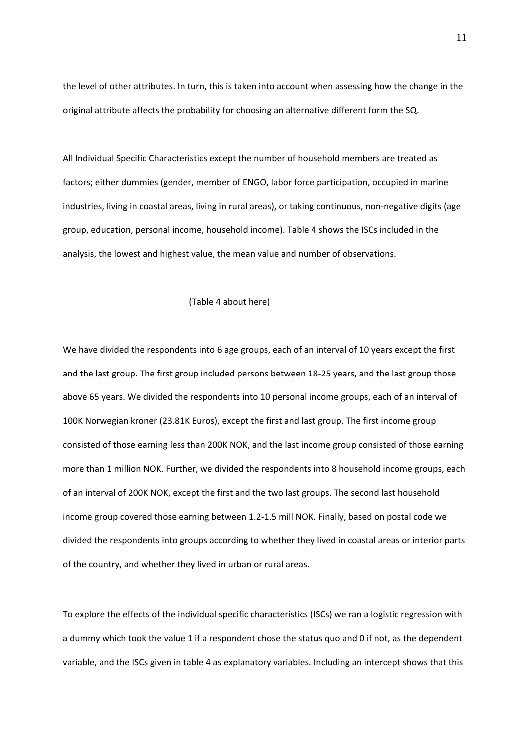the level of other attributes. In turn, this is taken into account when assessing how the change in the original attribute affects the probability for choosing an alternative different form the SQ.

All Individual Specific Characteristics except the number of household members are treated as factors; either dummies (gender, member of ENGO, labor force participation, occupied in marine industries, living in coastal areas, living in rural areas), or taking continuous, non-negative digits (age group, education, personal income, household income). Table 4 shows the ISCs included in the analysis, the lowest and highest value, the mean value and number of observations.

(Table 4 about here)

We have divided the respondents into 6 age groups, each of an interval of 10 years except the first and the last group. The first group included persons between 18-25 years, and the last group those above 65 years. We divided the respondents into 10 personal income groups, each of an interval of 100K Norwegian kroner (23.81K Euros), except the first and last group. The first income group consisted of those earning less than 200K NOK, and the last income group consisted of those earning more than 1 million NOK. Further, we divided the respondents into 8 household income groups, each of an interval of 200K NOK, except the first and the two last groups. The second last household income group covered those earning between 1.2-1.5 mill NOK. Finally, based on postal code we divided the respondents into groups according to whether they lived in coastal areas or interior parts of the country, and whether they lived in urban or rural areas.

To explore the effects of the individual specific characteristics (ISCs) we ran a logistic regression with a dummy which took the value 1 if a respondent chose the status quo and 0 if not, as the dependent variable, and the ISCs given in table 4 as explanatory variables. Including an intercept shows that this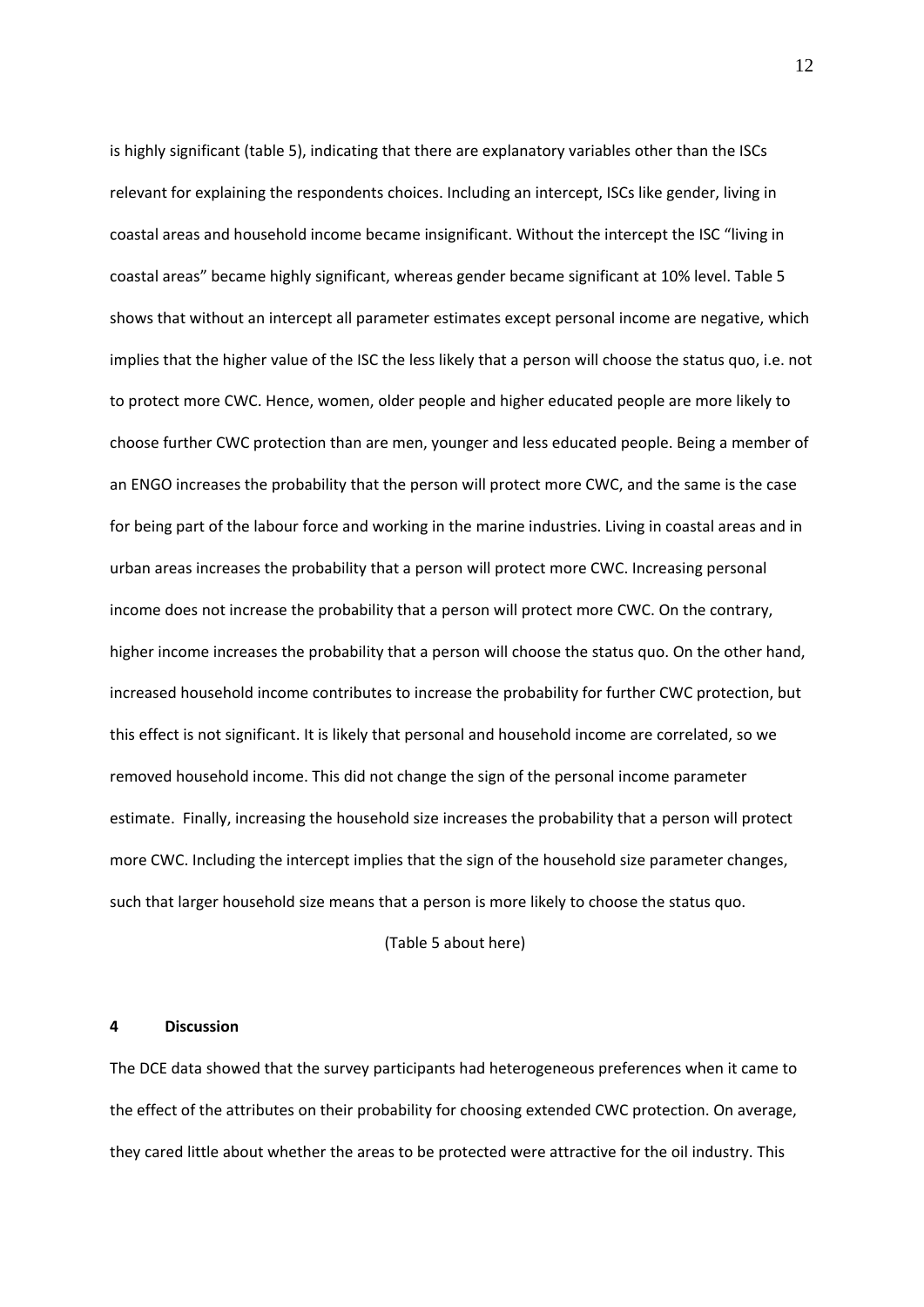is highly significant (table 5), indicating that there are explanatory variables other than the ISCs relevant for explaining the respondents choices. Including an intercept, ISCs like gender, living in coastal areas and household income became insignificant. Without the intercept the ISC "living in coastal areas" became highly significant, whereas gender became significant at 10% level. Table 5 shows that without an intercept all parameter estimates except personal income are negative, which implies that the higher value of the ISC the less likely that a person will choose the status quo, i.e. not to protect more CWC. Hence, women, older people and higher educated people are more likely to choose further CWC protection than are men, younger and less educated people. Being a member of an ENGO increases the probability that the person will protect more CWC, and the same is the case for being part of the labour force and working in the marine industries. Living in coastal areas and in urban areas increases the probability that a person will protect more CWC. Increasing personal income does not increase the probability that a person will protect more CWC. On the contrary, higher income increases the probability that a person will choose the status quo. On the other hand, increased household income contributes to increase the probability for further CWC protection, but this effect is not significant. It is likely that personal and household income are correlated, so we removed household income. This did not change the sign of the personal income parameter estimate. Finally, increasing the household size increases the probability that a person will protect more CWC. Including the intercept implies that the sign of the household size parameter changes, such that larger household size means that a person is more likely to choose the status quo.

(Table 5 about here)

## 4 Discussion

The DCE data showed that the survey participants had heterogeneous preferences when it came to the effect of the attributes on their probability for choosing extended CWC protection. On average, they cared little about whether the areas to be protected were attractive for the oil industry. This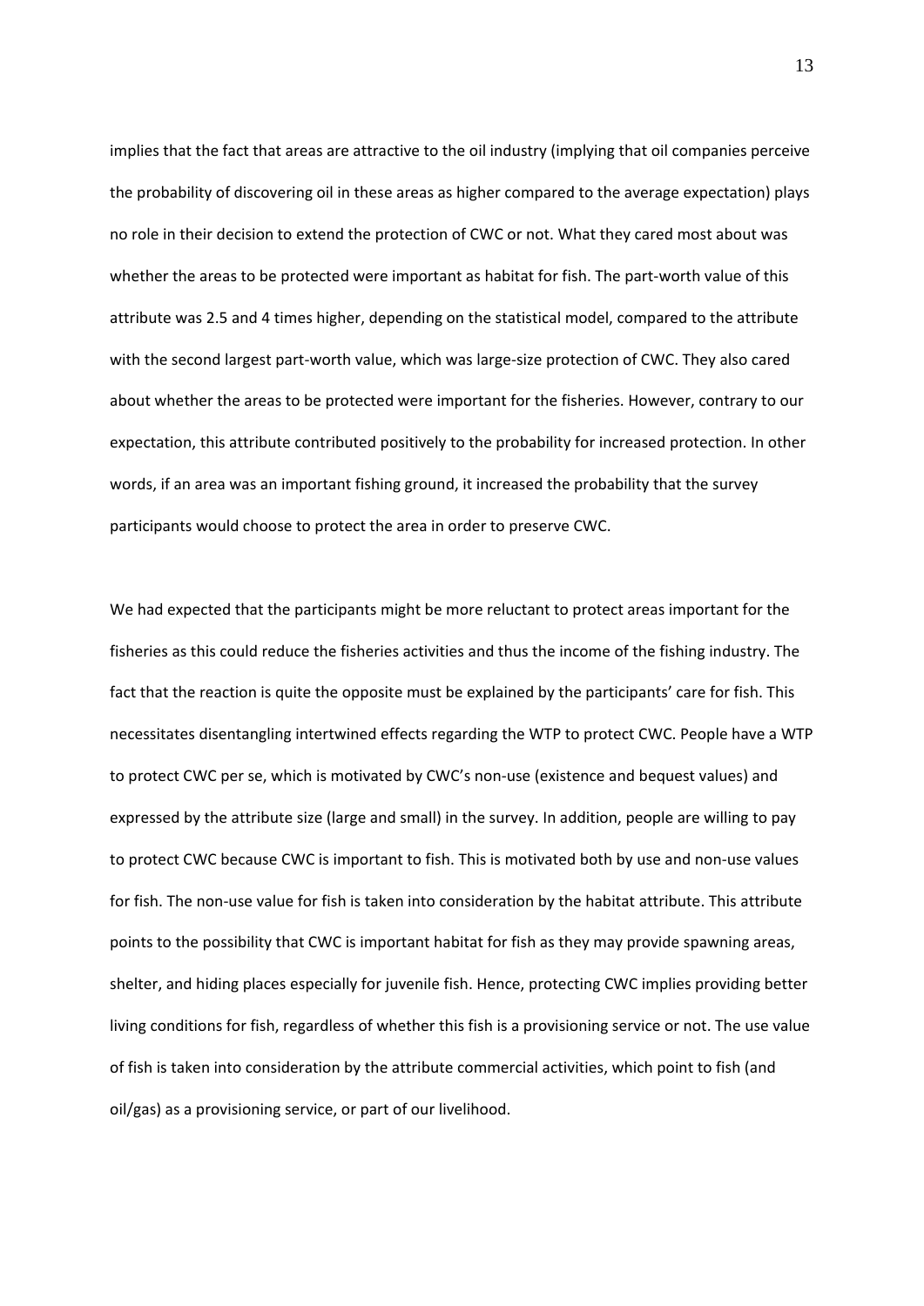implies that the fact that areas are attractive to the oil industry (implying that oil companies perceive the probability of discovering oil in these areas as higher compared to the average expectation) plays no role in their decision to extend the protection of CWC or not. What they cared most about was whether the areas to be protected were important as habitat for fish. The part-worth value of this attribute was 2.5 and 4 times higher, depending on the statistical model, compared to the attribute with the second largest part-worth value, which was large-size protection of CWC. They also cared about whether the areas to be protected were important for the fisheries. However, contrary to our expectation, this attribute contributed positively to the probability for increased protection. In other words, if an area was an important fishing ground, it increased the probability that the survey participants would choose to protect the area in order to preserve CWC.

We had expected that the participants might be more reluctant to protect areas important for the fisheries as this could reduce the fisheries activities and thus the income of the fishing industry. The fact that the reaction is quite the opposite must be explained by the participants' care for fish. This necessitates disentangling intertwined effects regarding the WTP to protect CWC. People have a WTP to protect CWC per se, which is motivated by CWC's non-use (existence and bequest values) and expressed by the attribute size (large and small) in the survey. In addition, people are willing to pay to protect CWC because CWC is important to fish. This is motivated both by use and non-use values for fish. The non-use value for fish is taken into consideration by the habitat attribute. This attribute points to the possibility that CWC is important habitat for fish as they may provide spawning areas, shelter, and hiding places especially for juvenile fish. Hence, protecting CWC implies providing better living conditions for fish, regardless of whether this fish is a provisioning service or not. The use value of fish is taken into consideration by the attribute commercial activities, which point to fish (and oil/gas) as a provisioning service, or part of our livelihood.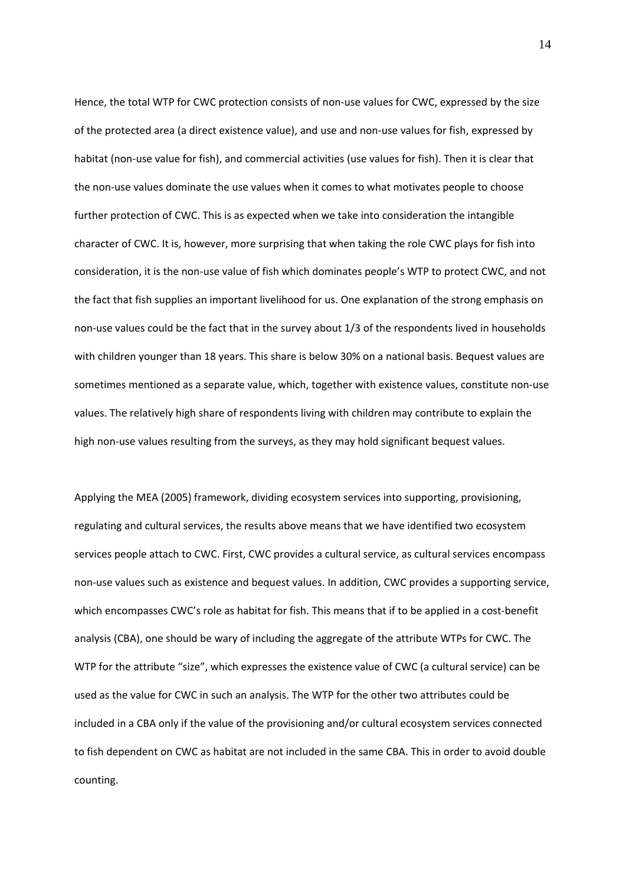Hence, the total WTP for CWC protection consists of non-use values for CWC, expressed by the size of the protected area (a direct existence value), and use and non-use values for fish, expressed by habitat (non-use value for fish), and commercial activities (use values for fish). Then it is clear that the non-use values dominate the use values when it comes to what motivates people to choose further protection of CWC. This is as expected when we take into consideration the intangible character of CWC. It is, however, more surprising that when taking the role CWC plays for fish into consideration, it is the non-use value of fish which dominates people's WTP to protect CWC, and not the fact that fish supplies an important livelihood for us. One explanation of the strong emphasis on non-use values could be the fact that in the survey about 1/3 of the respondents lived in households with children younger than 18 years. This share is below 30% on a national basis. Bequest values are sometimes mentioned as a separate value, which, together with existence values, constitute non-use values. The relatively high share of respondents living with children may contribute to explain the high non-use values resulting from the surveys, as they may hold significant bequest values.

Applying the MEA (2005) framework, dividing ecosystem services into supporting, provisioning, regulating and cultural services, the results above means that we have identified two ecosystem services people attach to CWC. First, CWC provides a cultural service, as cultural services encompass non-use values such as existence and bequest values. In addition, CWC provides a supporting service, which encompasses CWC's role as habitat for fish. This means that if to be applied in a cost-benefit analysis (CBA), one should be wary of including the aggregate of the attribute WTPs for CWC. The WTP for the attribute "size", which expresses the existence value of CWC (a cultural service) can be used as the value for CWC in such an analysis. The WTP for the other two attributes could be included in a CBA only if the value of the provisioning and/or cultural ecosystem services connected to fish dependent on CWC as habitat are not included in the same CBA. This in order to avoid double counting.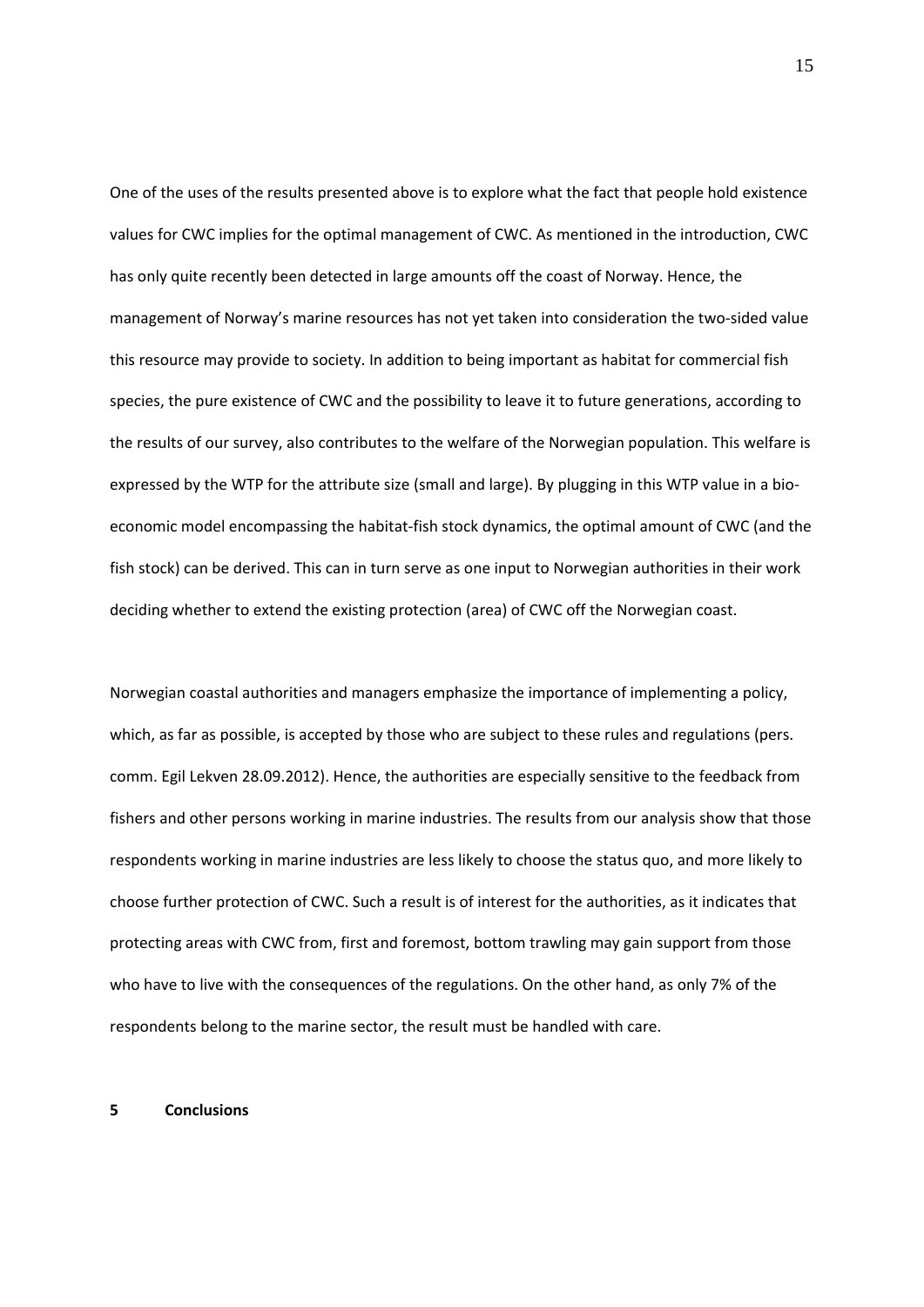One of the uses of the results presented above is to explore what the fact that people hold existence values for CWC implies for the optimal management of CWC. As mentioned in the introduction, CWC has only quite recently been detected in large amounts off the coast of Norway. Hence, the management of Norway's marine resources has not yet taken into consideration the two-sided value this resource may provide to society. In addition to being important as habitat for commercial fish species, the pure existence of CWC and the possibility to leave it to future generations, according to the results of our survey, also contributes to the welfare of the Norwegian population. This welfare is expressed by the WTP for the attribute size (small and large). By plugging in this WTP value in a bio-economic model encompassing the habitat-fish stock dynamics, the optimal amount of CWC (and the fish stock) can be derived. This can in turn serve as one input to Norwegian authorities in their work deciding whether to extend the existing protection (area) of CWC off the Norwegian coast.

Norwegian coastal authorities and managers emphasize the importance of implementing a policy, which, as far as possible, is accepted by those who are subject to these rules and regulations (pers. comm. Egil Lekven 28.09.2012). Hence, the authorities are especially sensitive to the feedback from fishers and other persons working in marine industries. The results from our analysis show that those respondents working in marine industries are less likely to choose the status quo, and more likely to choose further protection of CWC. Such a result is of interest for the authorities, as it indicates that protecting areas with CWC from, first and foremost, bottom trawling may gain support from those who have to live with the consequences of the regulations. On the other hand, as only 7% of the respondents belong to the marine sector, the result must be handled with care.

# 5 Conclusions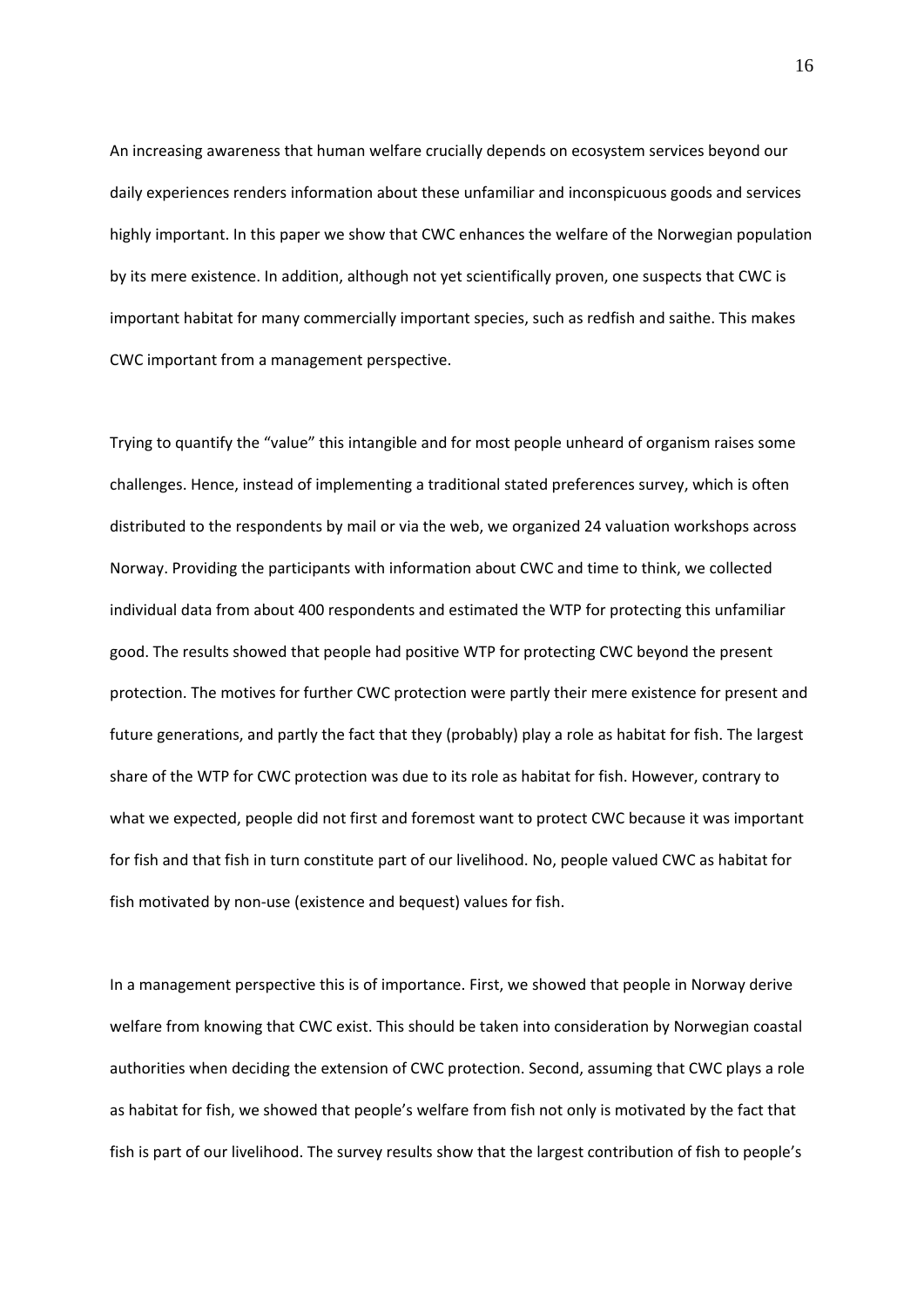An increasing awareness that human welfare crucially depends on ecosystem services beyond our daily experiences renders information about these unfamiliar and inconspicuous goods and services highly important. In this paper we show that CWC enhances the welfare of the Norwegian population by its mere existence. In addition, although not yet scientifically proven, one suspects that CWC is important habitat for many commercially important species, such as redfish and saithe. This makes CWC important from a management perspective.

Trying to quantify the "value" this intangible and for most people unheard of organism raises some challenges. Hence, instead of implementing a traditional stated preferences survey, which is often distributed to the respondents by mail or via the web, we organized 24 valuation workshops across Norway. Providing the participants with information about CWC and time to think, we collected individual data from about 400 respondents and estimated the WTP for protecting this unfamiliar good. The results showed that people had positive WTP for protecting CWC beyond the present protection. The motives for further CWC protection were partly their mere existence for present and future generations, and partly the fact that they (probably) play a role as habitat for fish. The largest share of the WTP for CWC protection was due to its role as habitat for fish. However, contrary to what we expected, people did not first and foremost want to protect CWC because it was important for fish and that fish in turn constitute part of our livelihood. No, people valued CWC as habitat for fish motivated by non-use (existence and bequest) values for fish.

In a management perspective this is of importance. First, we showed that people in Norway derive welfare from knowing that CWC exist. This should be taken into consideration by Norwegian coastal authorities when deciding the extension of CWC protection. Second, assuming that CWC plays a role as habitat for fish, we showed that people's welfare from fish not only is motivated by the fact that fish is part of our livelihood. The survey results show that the largest contribution of fish to people's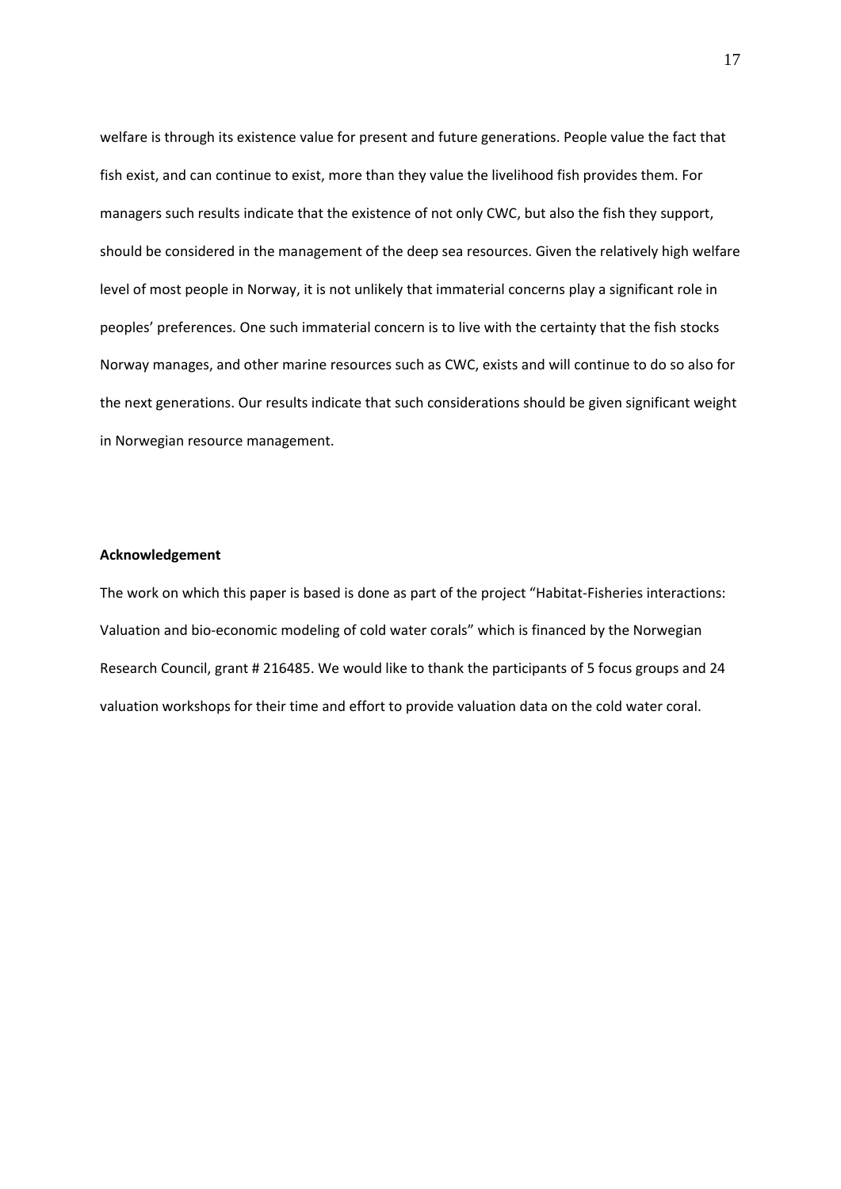welfare is through its existence value for present and future generations. People value the fact that fish exist, and can continue to exist, more than they value the livelihood fish provides them. For managers such results indicate that the existence of not only CWC, but also the fish they support, should be considered in the management of the deep sea resources. Given the relatively high welfare level of most people in Norway, it is not unlikely that immaterial concerns play a significant role in peoples' preferences. One such immaterial concern is to live with the certainty that the fish stocks Norway manages, and other marine resources such as CWC, exists and will continue to do so also for the next generations. Our results indicate that such considerations should be given significant weight in Norwegian resource management.

**Acknowledgement**

The work on which this paper is based is done as part of the project "Habitat-Fisheries interactions: Valuation and bio-economic modeling of cold water corals" which is financed by the Norwegian Research Council, grant # 216485. We would like to thank the participants of 5 focus groups and 24 valuation workshops for their time and effort to provide valuation data on the cold water coral.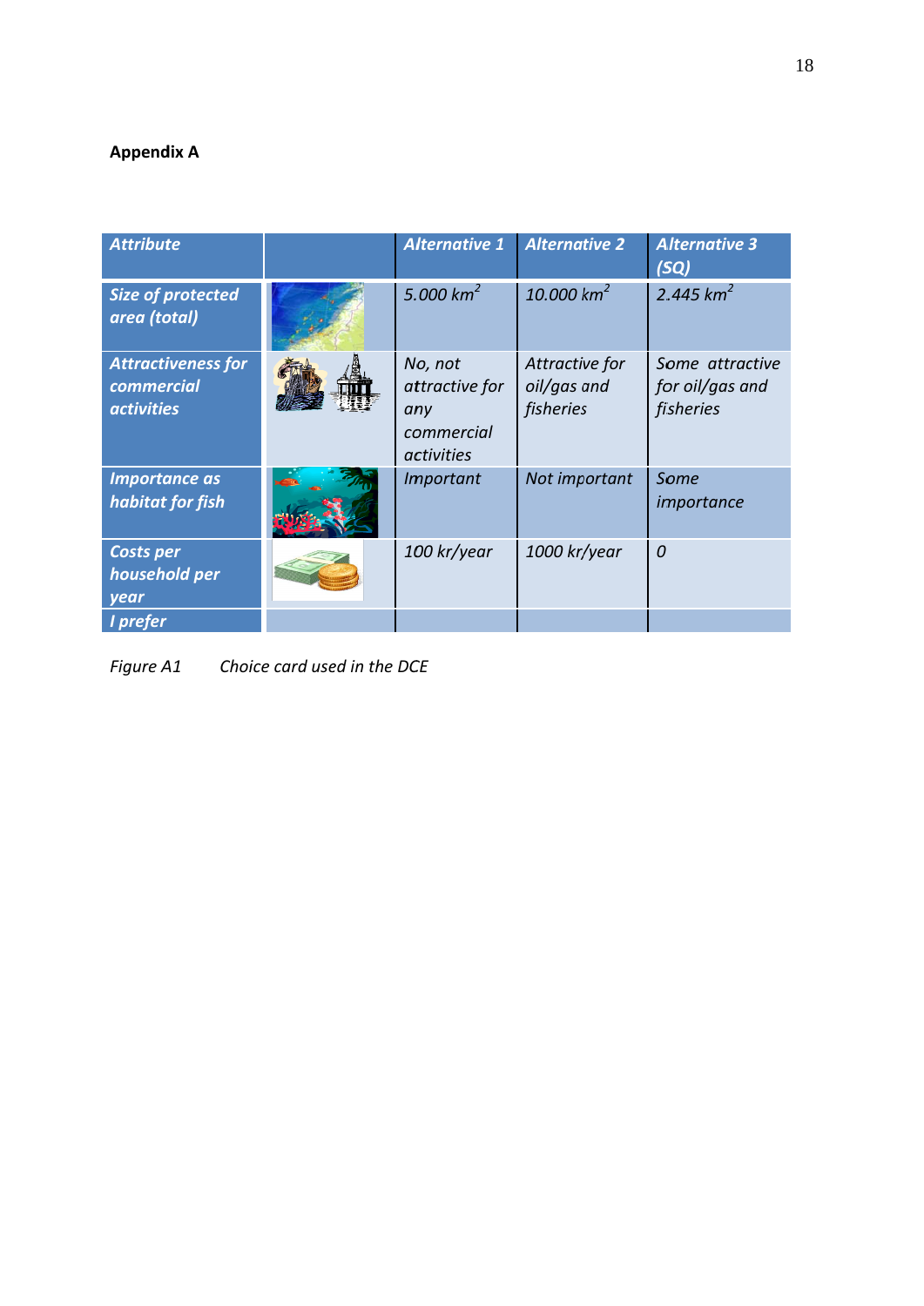**Appendix A**

| *Attribute* | | *Alternative 1* | *Alternative 2* | *Alternative 3 (SQ)* |
|---|---|---|---|---|
| *Size of protected area (total)* | | *5.000 km²* | *10.000 km²* | *2.445 km²* |
| *Attractiveness for commercial activities* | | *No, not attractive for any commercial activities* | *Attractive for oil/gas and fisheries* | *Some attractive for oil/gas and fisheries* |
| *Importance as habitat for fish* | | *Important* | *Not important* | *Some importance* |
| *Costs per household per year* | | *100 kr/year* | *1000 kr/year* | *0* |
| *I prefer* | | | | |

*Figure A1 Choice card used in the DCE*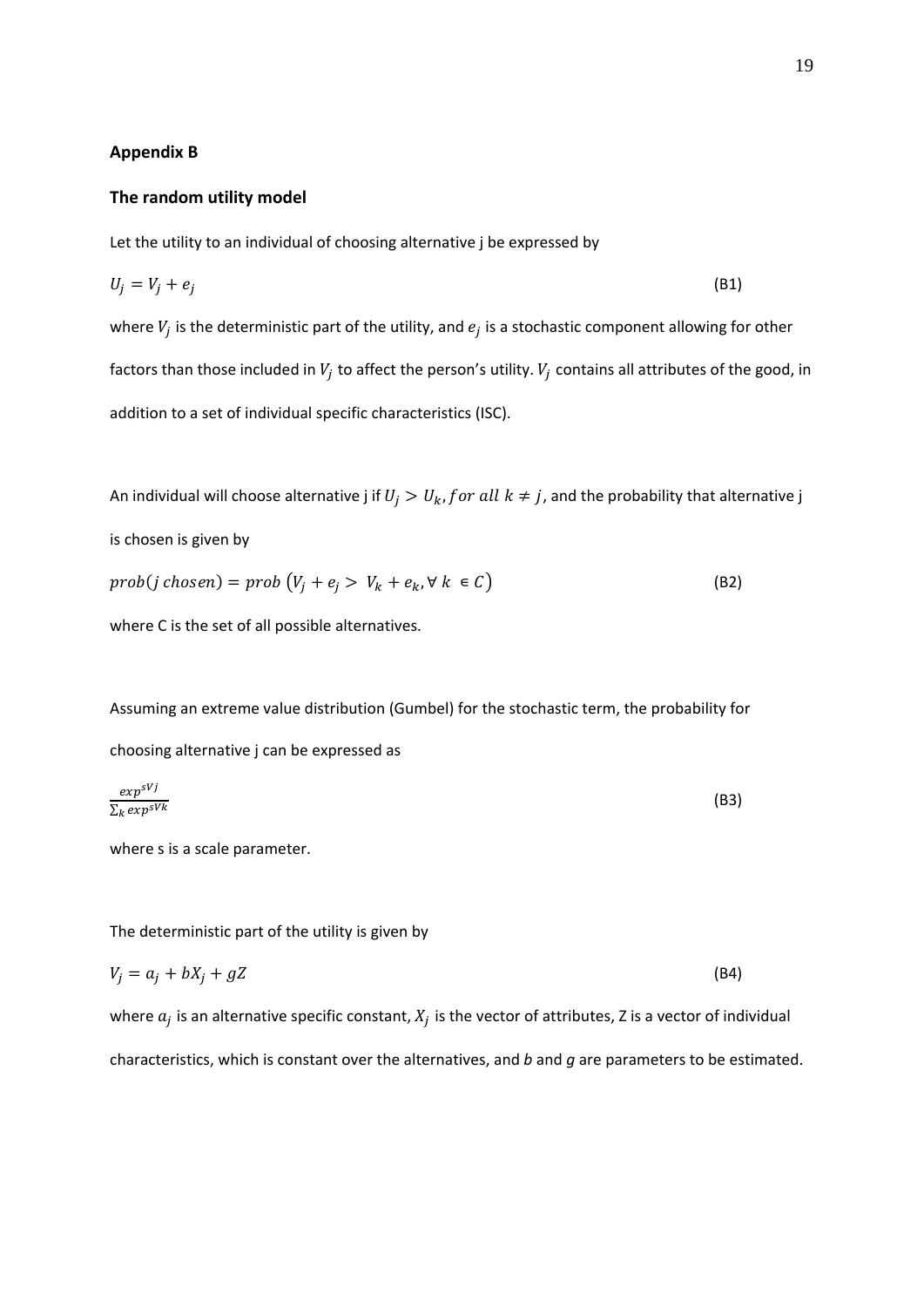**Appendix B**

**The random utility model**

Let the utility to an individual of choosing alternative j be expressed by

$$U_j = V_j + e_j \tag{B1}$$

where $V_j$ is the deterministic part of the utility, and $e_j$ is a stochastic component allowing for other factors than those included in $V_j$ to affect the person's utility. $V_j$ contains all attributes of the good, in addition to a set of individual specific characteristics (ISC).

An individual will choose alternative j if $U_j > U_k, for\ all\ k \neq j$, and the probability that alternative j is chosen is given by

$$prob(j\ chosen) = prob\ (V_j + e_j > V_k + e_k, \forall\ k\ \in C) \tag{B2}$$

where C is the set of all possible alternatives.

Assuming an extreme value distribution (Gumbel) for the stochastic term, the probability for choosing alternative j can be expressed as

$$\frac{exp^{sVj}}{\sum_k exp^{sVk}} \tag{B3}$$

where s is a scale parameter.

The deterministic part of the utility is given by

$$V_j = a_j + bX_j + gZ \tag{B4}$$

where $a_j$ is an alternative specific constant, $X_j$ is the vector of attributes, Z is a vector of individual characteristics, which is constant over the alternatives, and *b* and *g* are parameters to be estimated.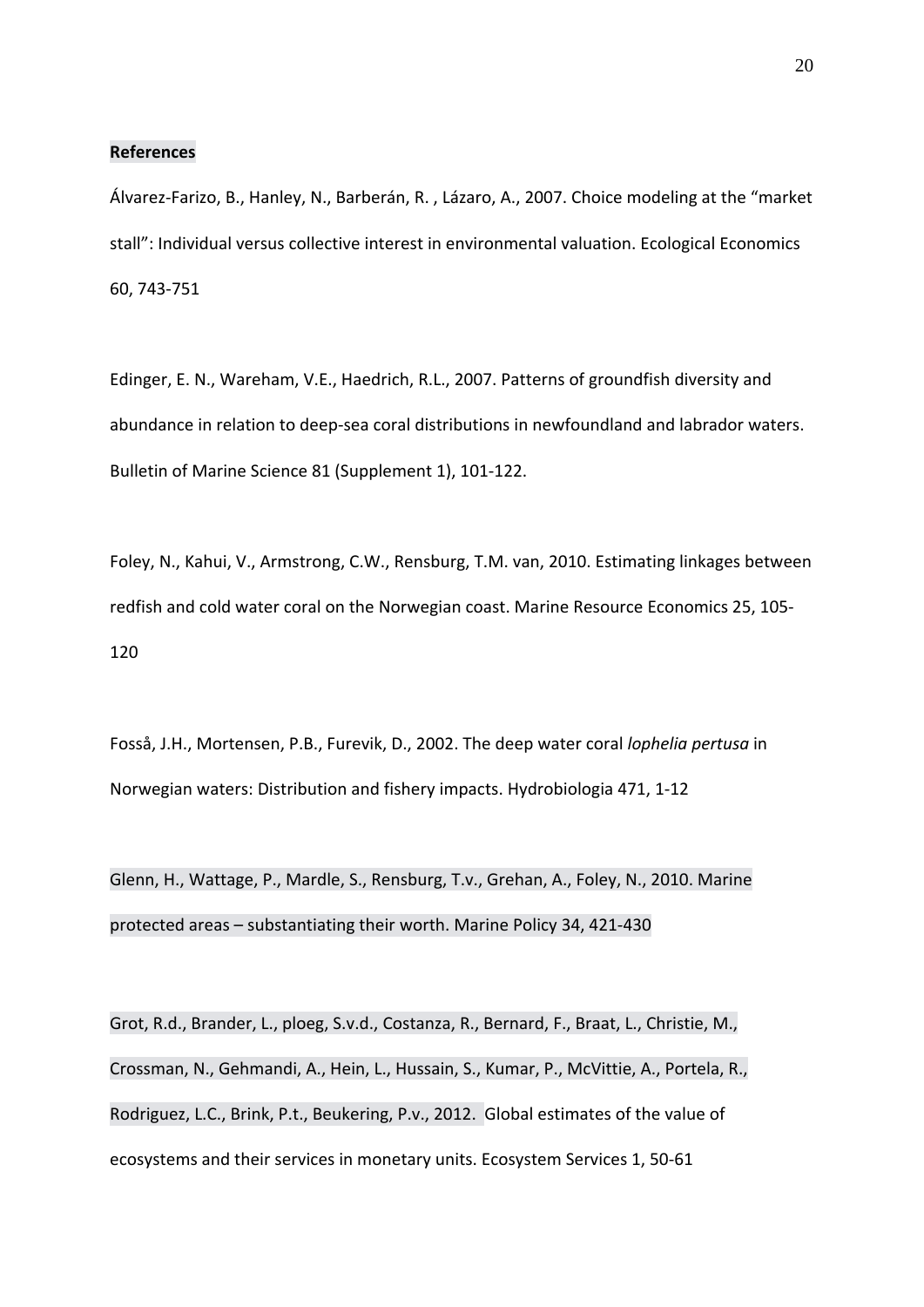**References**

Álvarez-Farizo, B., Hanley, N., Barberán, R. , Lázaro, A., 2007. Choice modeling at the "market stall": Individual versus collective interest in environmental valuation. Ecological Economics 60, 743-751

Edinger, E. N., Wareham, V.E., Haedrich, R.L., 2007. Patterns of groundfish diversity and abundance in relation to deep-sea coral distributions in newfoundland and labrador waters. Bulletin of Marine Science 81 (Supplement 1), 101-122.

Foley, N., Kahui, V., Armstrong, C.W., Rensburg, T.M. van, 2010. Estimating linkages between redfish and cold water coral on the Norwegian coast. Marine Resource Economics 25, 105-120

Fosså, J.H., Mortensen, P.B., Furevik, D., 2002. The deep water coral *lophelia pertusa* in Norwegian waters: Distribution and fishery impacts. Hydrobiologia 471, 1-12

Glenn, H., Wattage, P., Mardle, S., Rensburg, T.v., Grehan, A., Foley, N., 2010. Marine protected areas – substantiating their worth. Marine Policy 34, 421-430

Grot, R.d., Brander, L., ploeg, S.v.d., Costanza, R., Bernard, F., Braat, L., Christie, M., Crossman, N., Gehmandi, A., Hein, L., Hussain, S., Kumar, P., McVittie, A., Portela, R., Rodriguez, L.C., Brink, P.t., Beukering, P.v., 2012. Global estimates of the value of ecosystems and their services in monetary units. Ecosystem Services 1, 50-61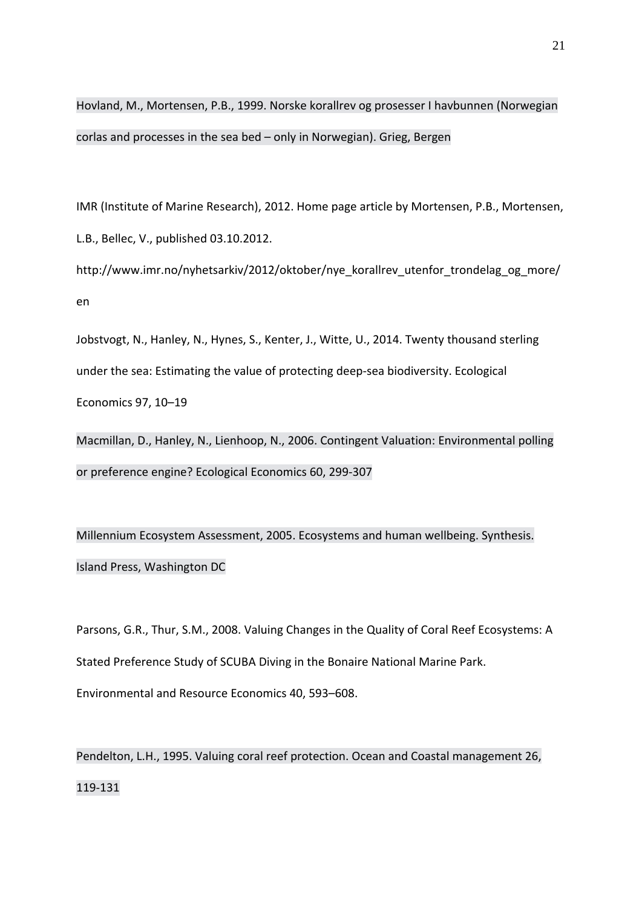Hovland, M., Mortensen, P.B., 1999. Norske korallrev og prosesser I havbunnen (Norwegian corlas and processes in the sea bed – only in Norwegian). Grieg, Bergen

IMR (Institute of Marine Research), 2012. Home page article by Mortensen, P.B., Mortensen, L.B., Bellec, V., published 03.10.2012. http://www.imr.no/nyhetsarkiv/2012/oktober/nye_korallrev_utenfor_trondelag_og_more/en

Jobstvogt, N., Hanley, N., Hynes, S., Kenter, J., Witte, U., 2014. Twenty thousand sterling under the sea: Estimating the value of protecting deep-sea biodiversity. Ecological Economics 97, 10–19

Macmillan, D., Hanley, N., Lienhoop, N., 2006. Contingent Valuation: Environmental polling or preference engine? Ecological Economics 60, 299-307

Millennium Ecosystem Assessment, 2005. Ecosystems and human wellbeing. Synthesis. Island Press, Washington DC

Parsons, G.R., Thur, S.M., 2008. Valuing Changes in the Quality of Coral Reef Ecosystems: A Stated Preference Study of SCUBA Diving in the Bonaire National Marine Park. Environmental and Resource Economics 40, 593–608.

Pendelton, L.H., 1995. Valuing coral reef protection. Ocean and Coastal management 26, 119-131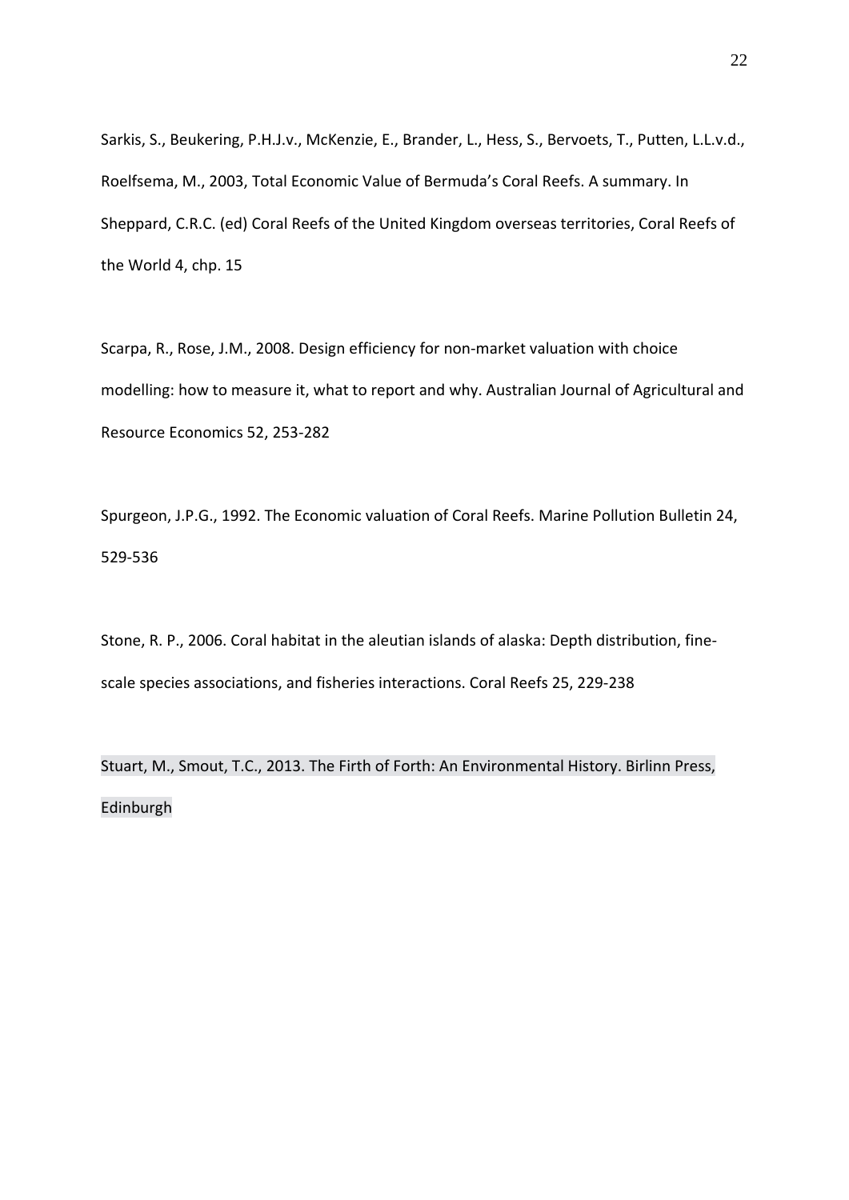Sarkis, S., Beukering, P.H.J.v., McKenzie, E., Brander, L., Hess, S., Bervoets, T., Putten, L.L.v.d., Roelfsema, M., 2003, Total Economic Value of Bermuda's Coral Reefs. A summary. In Sheppard, C.R.C. (ed) Coral Reefs of the United Kingdom overseas territories, Coral Reefs of the World 4, chp. 15

Scarpa, R., Rose, J.M., 2008. Design efficiency for non-market valuation with choice modelling: how to measure it, what to report and why. Australian Journal of Agricultural and Resource Economics 52, 253-282

Spurgeon, J.P.G., 1992. The Economic valuation of Coral Reefs. Marine Pollution Bulletin 24, 529-536

Stone, R. P., 2006. Coral habitat in the aleutian islands of alaska: Depth distribution, fine-scale species associations, and fisheries interactions. Coral Reefs 25, 229-238

Stuart, M., Smout, T.C., 2013. The Firth of Forth: An Environmental History. Birlinn Press, Edinburgh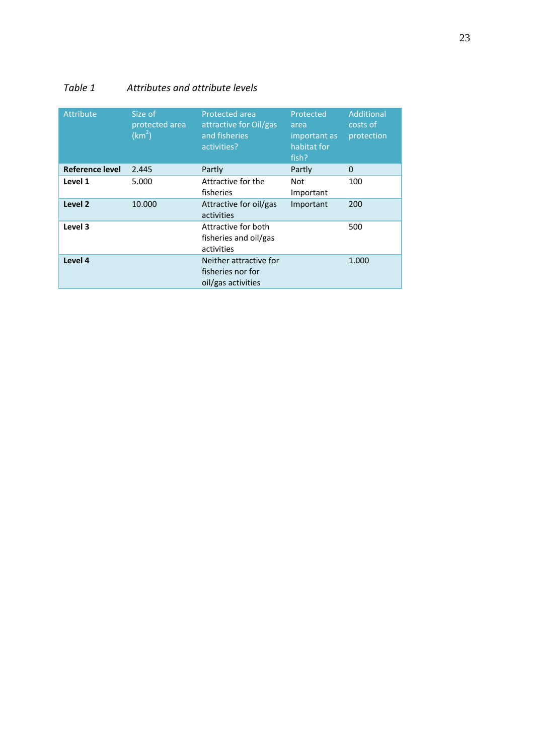*Table 1* *Attributes and attribute levels*

| Attribute | Size of protected area ($km^2$) | Protected area attractive for Oil/gas and fisheries activities? | Protected area important as habitat for fish? | Additional costs of protection |
|---|---|---|---|---|
| **Reference level** | 2.445 | Partly | Partly | 0 |
| **Level 1** | 5.000 | Attractive for the fisheries | Not Important | 100 |
| **Level 2** | 10.000 | Attractive for oil/gas activities | Important | 200 |
| **Level 3** | | Attractive for both fisheries and oil/gas activities | | 500 |
| **Level 4** | | Neither attractive for fisheries nor for oil/gas activities | | 1.000 |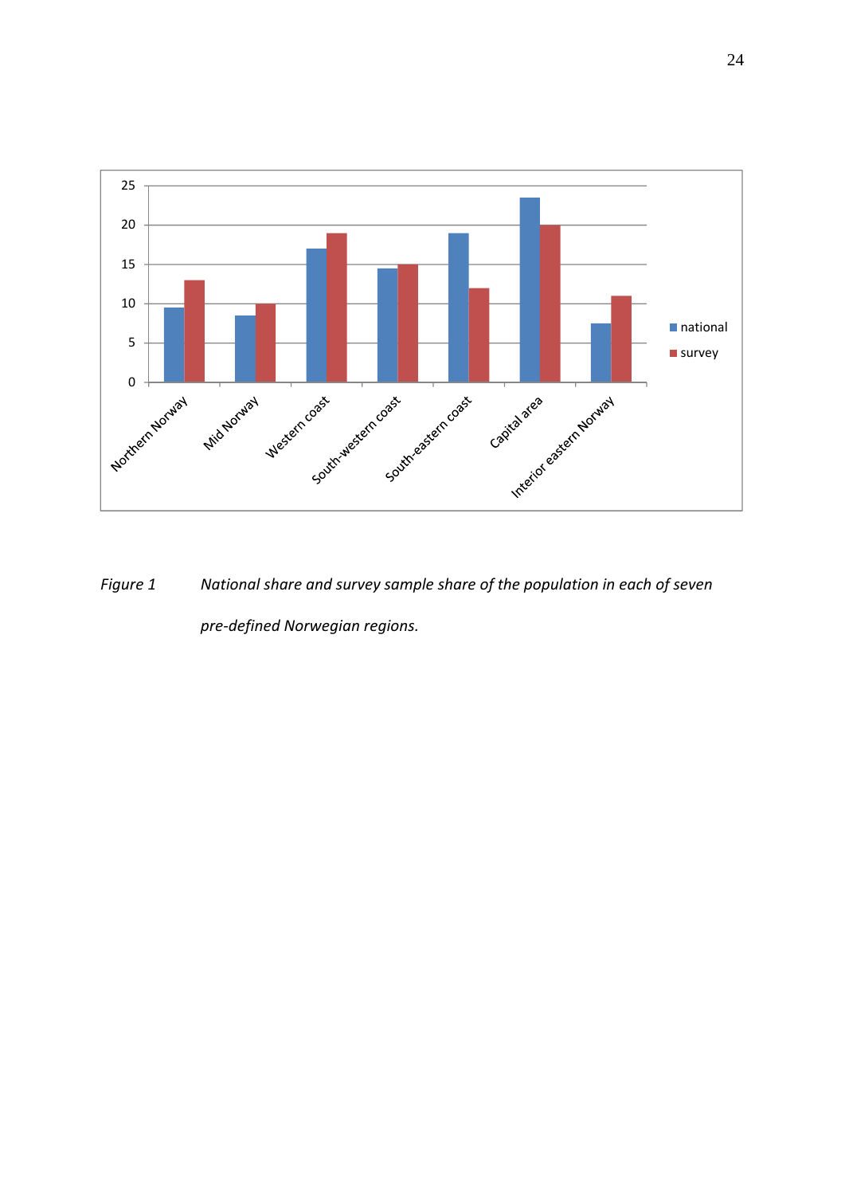*Figure 1 National share and survey sample share of the population in each of seven pre-defined Norwegian regions.*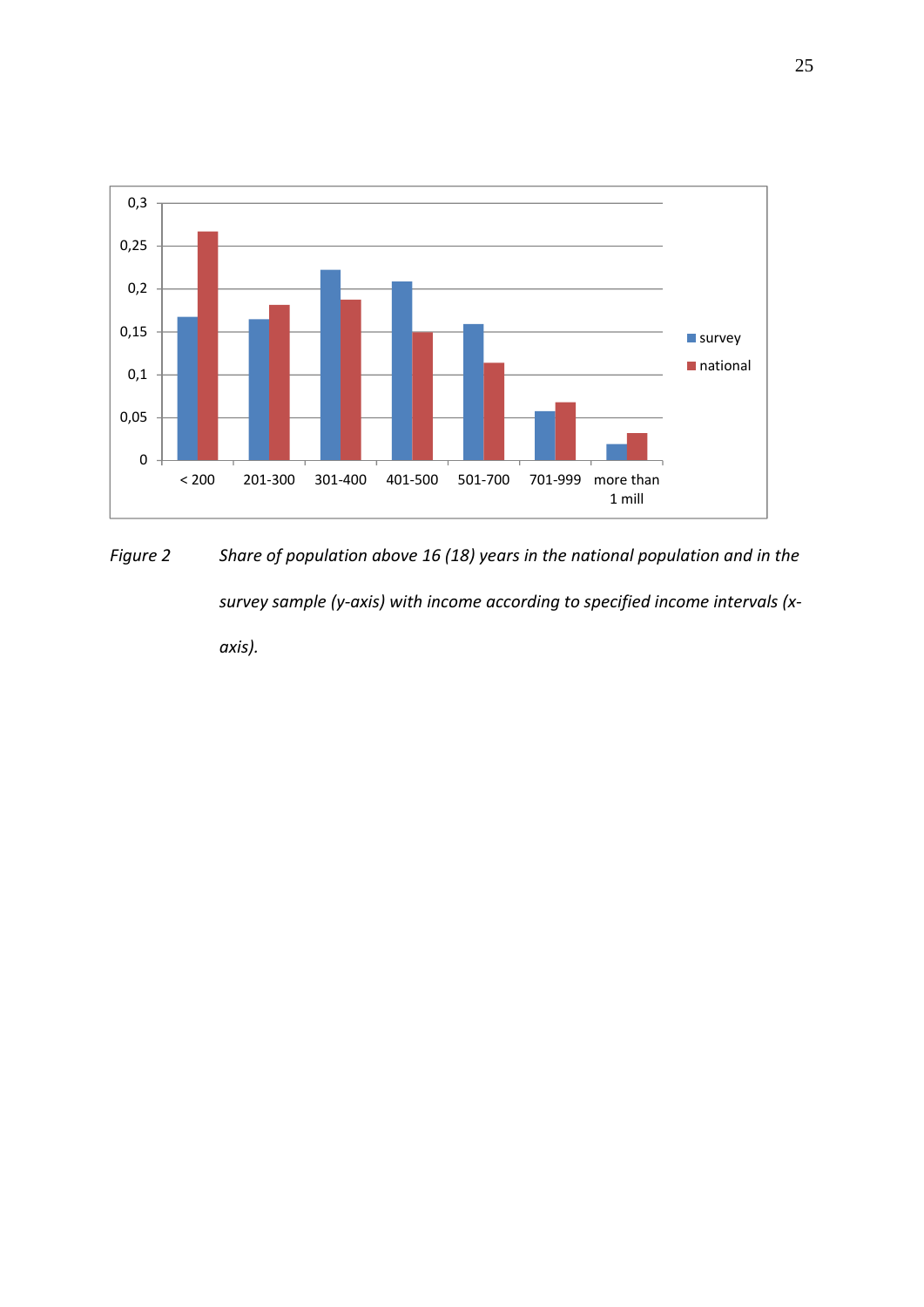*Figure 2 Share of population above 16 (18) years in the national population and in the survey sample (y-axis) with income according to specified income intervals (x-axis).*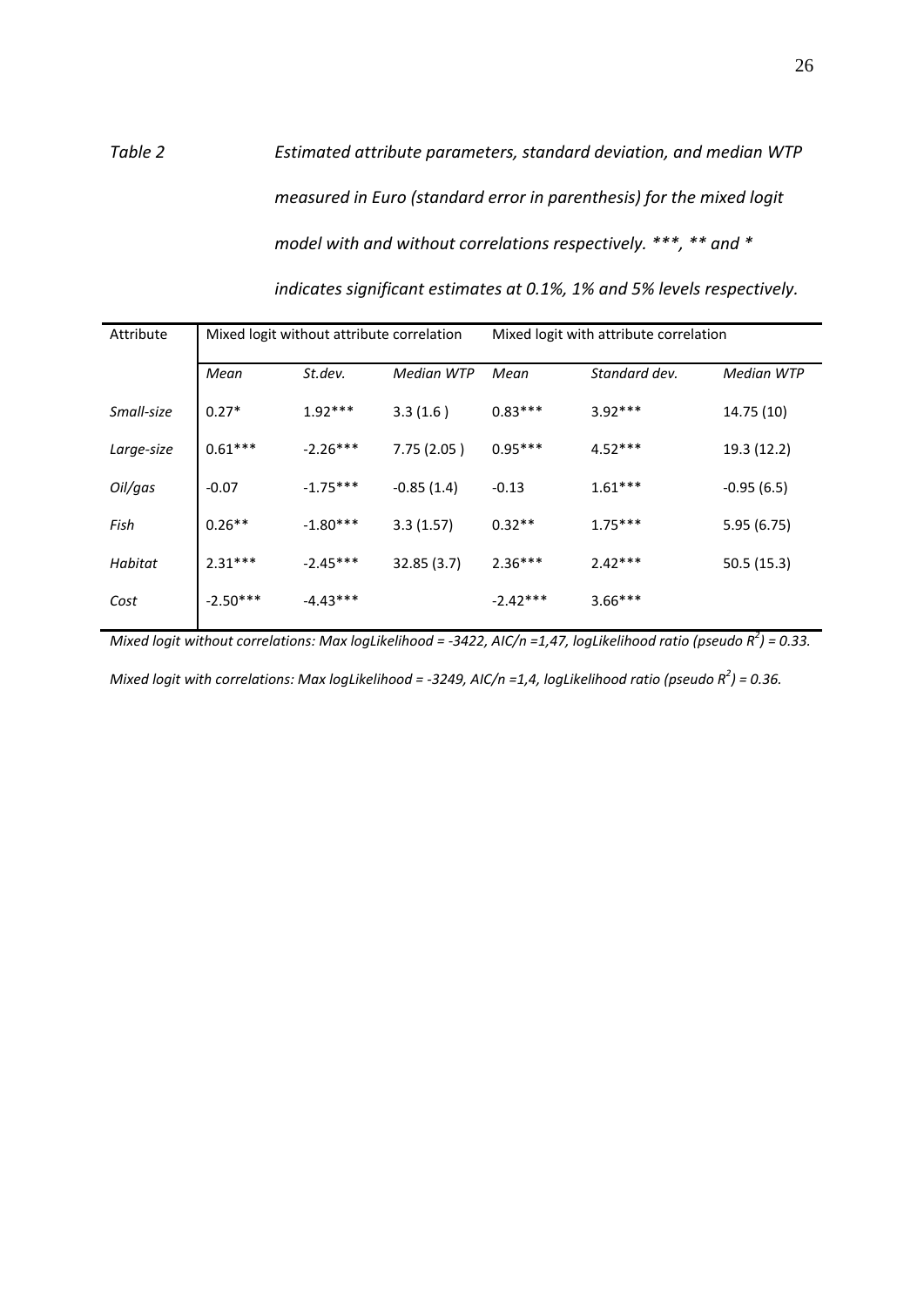*Table 2 Estimated attribute parameters, standard deviation, and median WTP measured in Euro (standard error in parenthesis) for the mixed logit model with and without correlations respectively. ***, ** and * indicates significant estimates at 0.1%, 1% and 5% levels respectively.*

| Attribute | Mixed logit without attribute correlation | | | Mixed logit with attribute correlation | | |
|---|---|---|---|---|---|---|
| | *Mean* | *St.dev.* | *Median WTP* | *Mean* | *Standard dev.* | *Median WTP* |
| *Small-size* | 0.27* | 1.92*** | 3.3 (1.6 ) | 0.83*** | 3.92*** | 14.75 (10) |
| *Large-size* | 0.61*** | -2.26*** | 7.75 (2.05 ) | 0.95*** | 4.52*** | 19.3 (12.2) |
| *Oil/gas* | -0.07 | -1.75*** | -0.85 (1.4) | -0.13 | 1.61*** | -0.95 (6.5) |
| *Fish* | 0.26** | -1.80*** | 3.3 (1.57) | 0.32** | 1.75*** | 5.95 (6.75) |
| *Habitat* | 2.31*** | -2.45*** | 32.85 (3.7) | 2.36*** | 2.42*** | 50.5 (15.3) |
| *Cost* | -2.50*** | -4.43*** | | -2.42*** | 3.66*** | |

*Mixed logit without correlations: Max logLikelihood = -3422, AIC/n =1,47, logLikelihood ratio (pseudo $R^2$) = 0.33.*

*Mixed logit with correlations: Max logLikelihood = -3249, AIC/n =1,4, logLikelihood ratio (pseudo $R^2$) = 0.36.*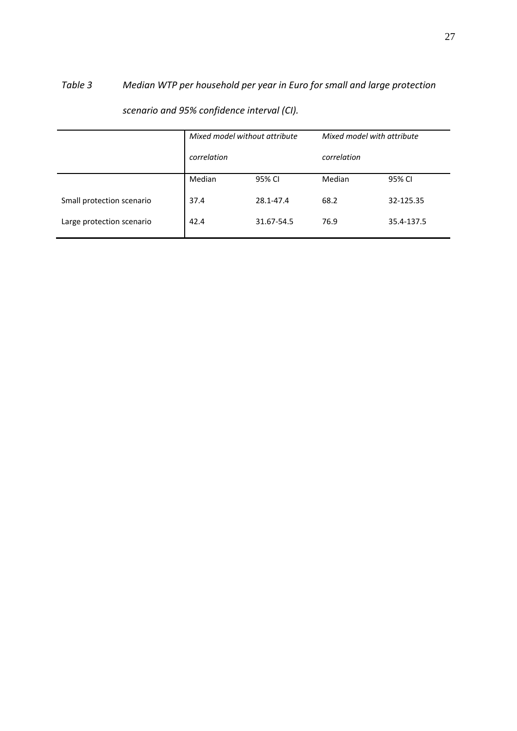*Table 3 Median WTP per household per year in Euro for small and large protection scenario and 95% confidence interval (CI).*

| | *Mixed model without attribute correlation* | | *Mixed model with attribute correlation* | |
|---|---|---|---|---|
| | Median | 95% CI | Median | 95% CI |
| Small protection scenario | 37.4 | 28.1-47.4 | 68.2 | 32-125.35 |
| Large protection scenario | 42.4 | 31.67-54.5 | 76.9 | 35.4-137.5 |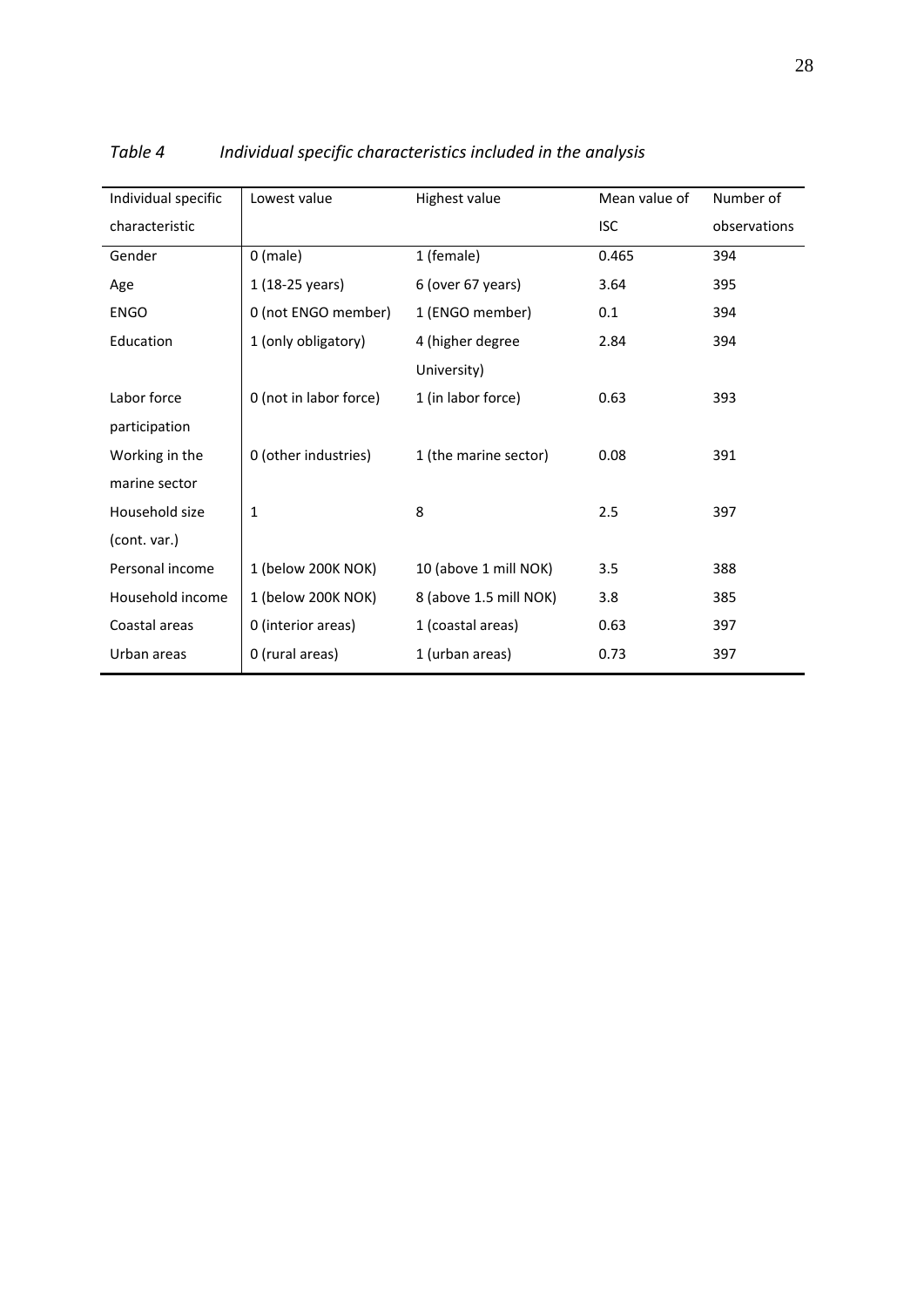*Table 4 Individual specific characteristics included in the analysis*

| Individual specific characteristic | Lowest value | Highest value | Mean value of ISC | Number of observations |
|---|---|---|---|---|
| Gender | 0 (male) | 1 (female) | 0.465 | 394 |
| Age | 1 (18-25 years) | 6 (over 67 years) | 3.64 | 395 |
| ENGO | 0 (not ENGO member) | 1 (ENGO member) | 0.1 | 394 |
| Education | 1 (only obligatory) | 4 (higher degree University) | 2.84 | 394 |
| Labor force participation | 0 (not in labor force) | 1 (in labor force) | 0.63 | 393 |
| Working in the marine sector | 0 (other industries) | 1 (the marine sector) | 0.08 | 391 |
| Household size (cont. var.) | 1 | 8 | 2.5 | 397 |
| Personal income | 1 (below 200K NOK) | 10 (above 1 mill NOK) | 3.5 | 388 |
| Household income | 1 (below 200K NOK) | 8 (above 1.5 mill NOK) | 3.8 | 385 |
| Coastal areas | 0 (interior areas) | 1 (coastal areas) | 0.63 | 397 |
| Urban areas | 0 (rural areas) | 1 (urban areas) | 0.73 | 397 |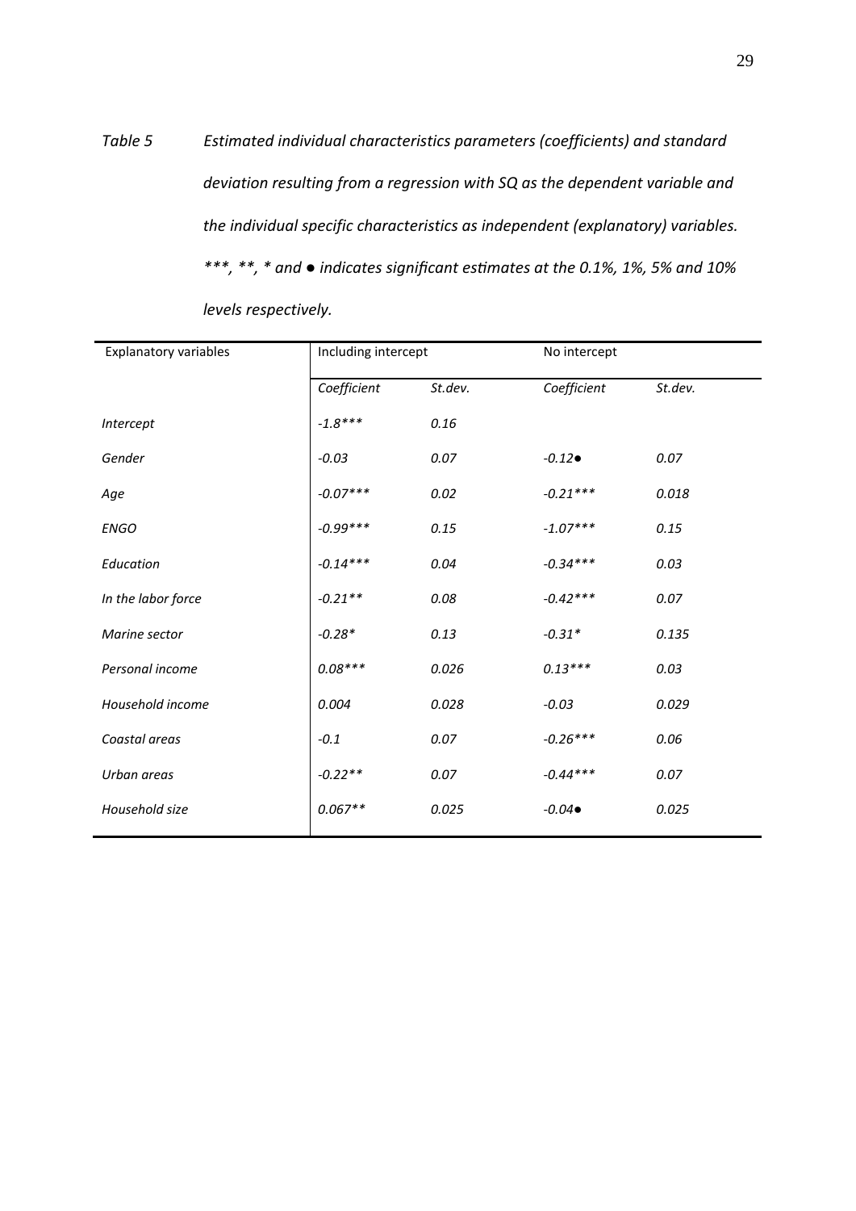*Table 5 Estimated individual characteristics parameters (coefficients) and standard deviation resulting from a regression with SQ as the dependent variable and the individual specific characteristics as independent (explanatory) variables. ***, **, * and ● indicates significant estimates at the 0.1%, 1%, 5% and 10% levels respectively.*

| Explanatory variables | Including intercept | | No intercept | |
|---|---|---|---|---|
| | *Coefficient* | *St.dev.* | *Coefficient* | *St.dev.* |
| *Intercept* | *-1.8**** | *0.16* | | |
| *Gender* | *-0.03* | *0.07* | *-0.12●* | *0.07* |
| *Age* | *-0.07**** | *0.02* | *-0.21**** | *0.018* |
| *ENGO* | *-0.99**** | *0.15* | *-1.07**** | *0.15* |
| *Education* | *-0.14**** | *0.04* | *-0.34**** | *0.03* |
| *In the labor force* | *-0.21*** | *0.08* | *-0.42**** | *0.07* |
| *Marine sector* | *-0.28** | *0.13* | *-0.31** | *0.135* |
| *Personal income* | *0.08**** | *0.026* | *0.13**** | *0.03* |
| *Household income* | *0.004* | *0.028* | *-0.03* | *0.029* |
| *Coastal areas* | *-0.1* | *0.07* | *-0.26**** | *0.06* |
| *Urban areas* | *-0.22*** | *0.07* | *-0.44**** | *0.07* |
| *Household size* | *0.067*** | *0.025* | *-0.04●* | *0.025* |